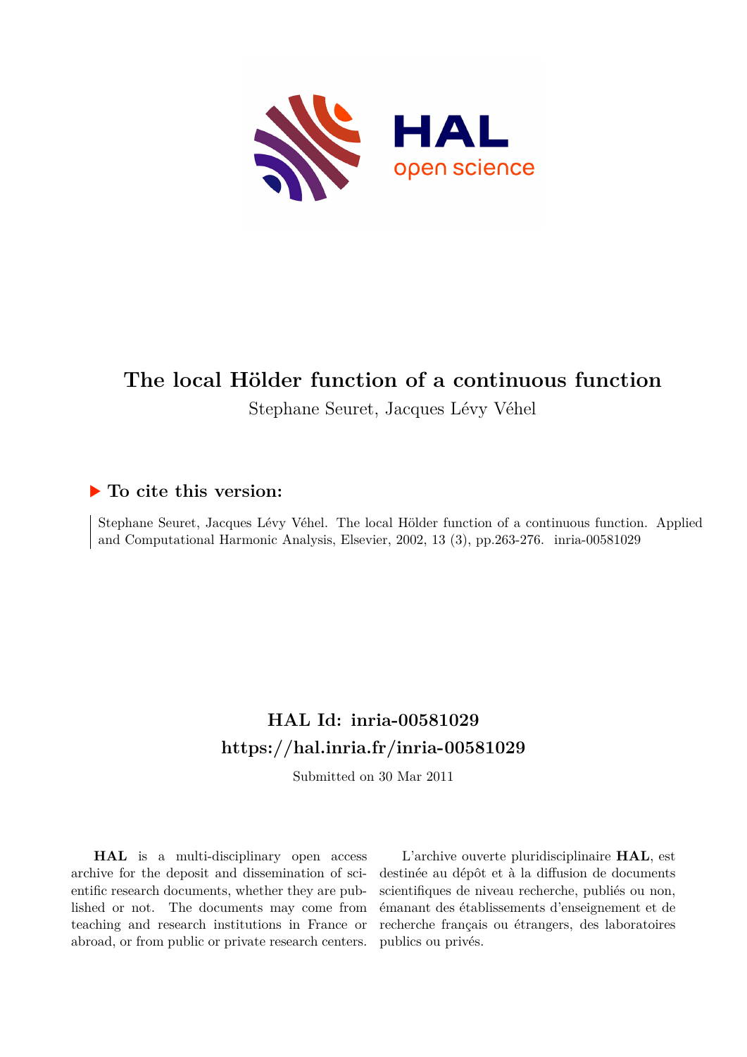# The local Hölder function of a continuous function

Stephane Seuret, Jacques Lévy Véhel

## ▶ To cite this version:

Stephane Seuret, Jacques Lévy Véhel. The local Hölder function of a continuous function. Applied and Computational Harmonic Analysis, Elsevier, 2002, 13 (3), pp.263-276. inria-00581029

## HAL Id: inria-00581029

## https://hal.inria.fr/inria-00581029

Submitted on 30 Mar 2011

**HAL** is a multi-disciplinary open access archive for the deposit and dissemination of scientific research documents, whether they are published or not. The documents may come from teaching and research institutions in France or abroad, or from public or private research centers.

L'archive ouverte pluridisciplinaire **HAL**, est destinée au dépôt et à la diffusion de documents scientifiques de niveau recherche, publiés ou non, émanant des établissements d'enseignement et de recherche français ou étrangers, des laboratoires publics ou privés.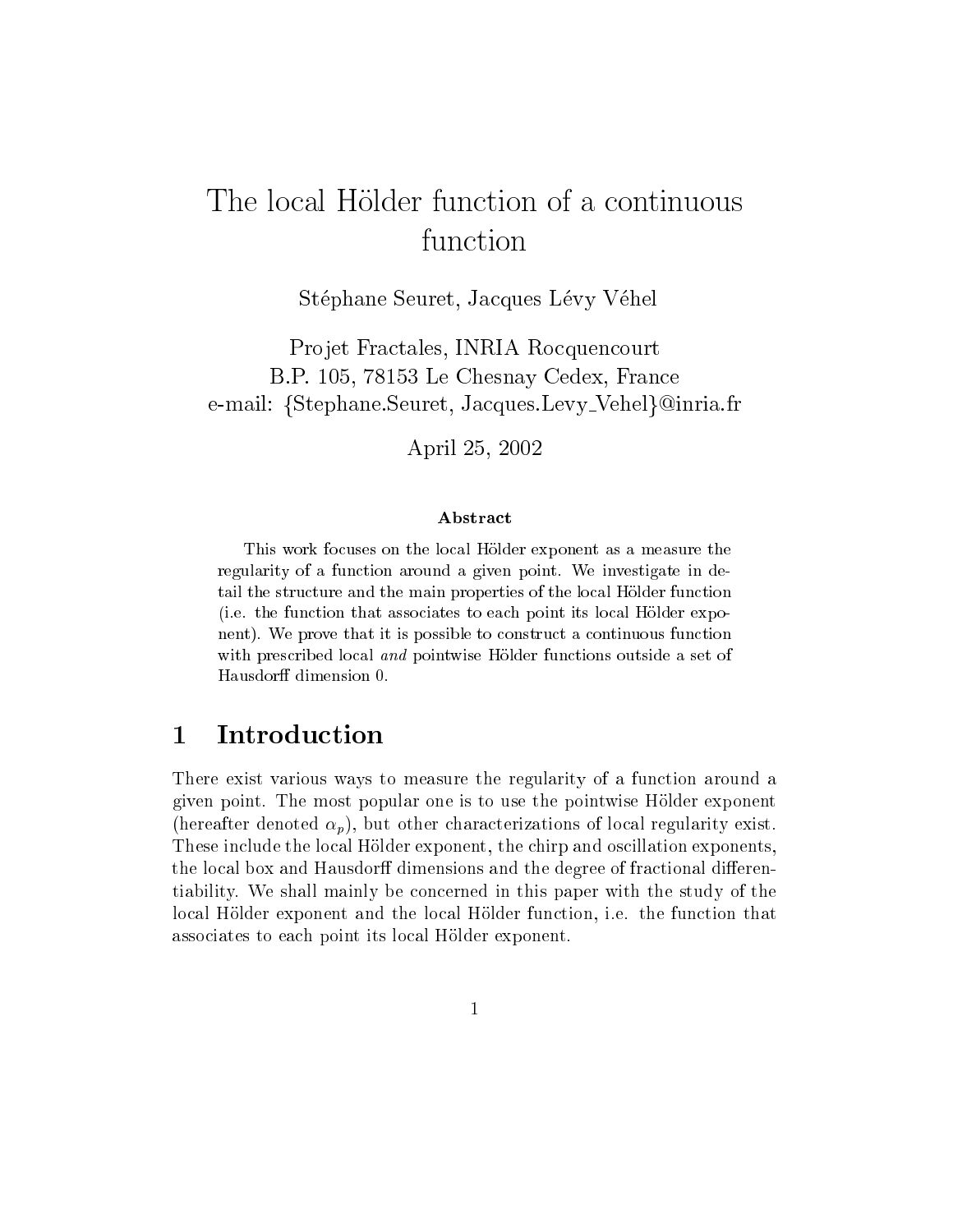# The local Hölder function of a continuous function

Stéphane Seuret, Jacques Lévy Véhel

Projet Fractales, INRIA Rocquencourt
B.P. 105, 78153 Le Chesnay Cedex, France
e-mail: {Stephane.Seuret, Jacques.Levy_Vehel}@inria.fr

April 25, 2002

### Abstract

This work focuses on the local Hölder exponent as a measure the regularity of a function around a given point. We investigate in detail the structure and the main properties of the local Hölder function (i.e. the function that associates to each point its local Hölder exponent). We prove that it is possible to construct a continuous function with prescribed local *and* pointwise Hölder functions outside a set of Hausdorff dimension 0.

## 1 Introduction

There exist various ways to measure the regularity of a function around a given point. The most popular one is to use the pointwise Hölder exponent (hereafter denoted $\alpha_p$), but other characterizations of local regularity exist. These include the local Hölder exponent, the chirp and oscillation exponents, the local box and Hausdorff dimensions and the degree of fractional differentiability. We shall mainly be concerned in this paper with the study of the local Hölder exponent and the local Hölder function, i.e. the function that associates to each point its local Hölder exponent.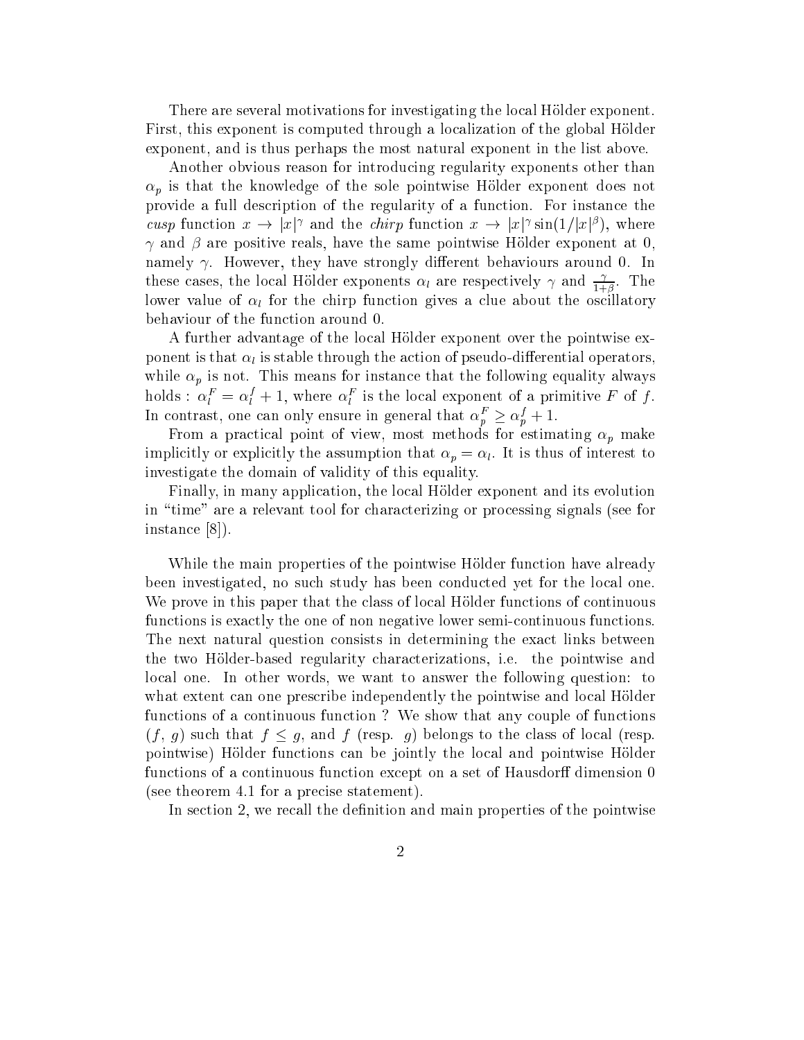There are several motivations for investigating the local Hölder exponent. First, this exponent is computed through a localization of the global Hölder exponent, and is thus perhaps the most natural exponent in the list above.

Another obvious reason for introducing regularity exponents other than $\alpha_p$ is that the knowledge of the sole pointwise Hölder exponent does not provide a full description of the regularity of a function. For instance the *cusp* function $x \to |x|^\gamma$ and the *chirp* function $x \to |x|^\gamma \sin(1/|x|^\beta)$, where $\gamma$ and $\beta$ are positive reals, have the same pointwise Hölder exponent at 0, namely $\gamma$. However, they have strongly different behaviours around 0. In these cases, the local Hölder exponents $\alpha_l$ are respectively $\gamma$ and $\frac{\gamma}{1+\beta}$. The lower value of $\alpha_l$ for the chirp function gives a clue about the oscillatory behaviour of the function around 0.

A further advantage of the local Hölder exponent over the pointwise exponent is that $\alpha_l$ is stable through the action of pseudo-differential operators, while $\alpha_p$ is not. This means for instance that the following equality always holds : $\alpha_l^F = \alpha_l^f + 1$, where $\alpha_l^F$ is the local exponent of a primitive $F$ of $f$. In contrast, one can only ensure in general that $\alpha_p^F \geq \alpha_p^f + 1$.

From a practical point of view, most methods for estimating $\alpha_p$ make implicitly or explicitly the assumption that $\alpha_p = \alpha_l$. It is thus of interest to investigate the domain of validity of this equality.

Finally, in many application, the local Hölder exponent and its evolution in "time" are a relevant tool for characterizing or processing signals (see for instance [8]).

While the main properties of the pointwise Hölder function have already been investigated, no such study has been conducted yet for the local one. We prove in this paper that the class of local Hölder functions of continuous functions is exactly the one of non negative lower semi-continuous functions. The next natural question consists in determining the exact links between the two Hölder-based regularity characterizations, i.e. the pointwise and local one. In other words, we want to answer the following question: to what extent can one prescribe independently the pointwise and local Hölder functions of a continuous function ? We show that any couple of functions $(f, g)$ such that $f \leq g$, and $f$ (resp. $g$) belongs to the class of local (resp. pointwise) Hölder functions can be jointly the local and pointwise Hölder functions of a continuous function except on a set of Hausdorff dimension 0 (see theorem 4.1 for a precise statement).

In section 2, we recall the definition and main properties of the pointwise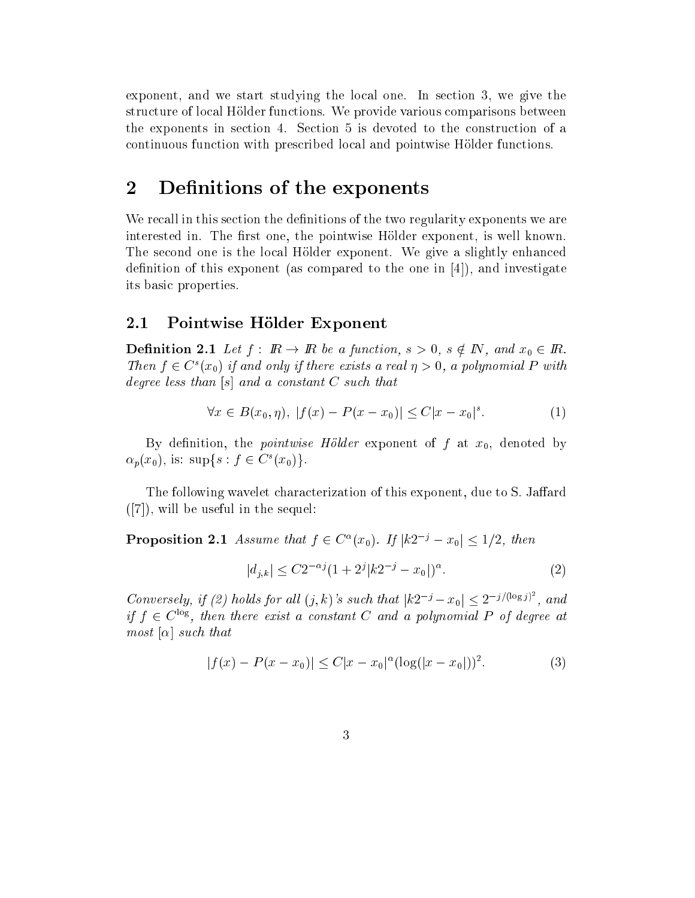exponent, and we start studying the local one. In section 3, we give the structure of local Hölder functions. We provide various comparisons between the exponents in section 4. Section 5 is devoted to the construction of a continuous function with prescribed local and pointwise Hölder functions.

# 2 Definitions of the exponents

We recall in this section the definitions of the two regularity exponents we are interested in. The first one, the pointwise Hölder exponent, is well known. The second one is the local Hölder exponent. We give a slightly enhanced definition of this exponent (as compared to the one in [4]), and investigate its basic properties.

## 2.1 Pointwise Hölder Exponent

**Definition 2.1** *Let $f : \mathbb{R} \to \mathbb{R}$ be a function, $s > 0$, $s \notin \mathbb{N}$, and $x_0 \in \mathbb{R}$. Then $f \in C^s(x_0)$ if and only if there exists a real $\eta > 0$, a polynomial $P$ with degree less than $[s]$ and a constant $C$ such that*

$$\forall x \in B(x_0, \eta), \ |f(x) - P(x - x_0)| \leq C|x - x_0|^s. \tag{1}$$

By definition, the *pointwise Hölder* exponent of $f$ at $x_0$, denoted by $\alpha_p(x_0)$, is: $\sup\{s : f \in C^s(x_0)\}$.

The following wavelet characterization of this exponent, due to S. Jaffard ([7]), will be useful in the sequel:

**Proposition 2.1** *Assume that $f \in C^\alpha(x_0)$. If $|k2^{-j} - x_0| \leq 1/2$, then*

$$|d_{j,k}| \leq C2^{-\alpha j}(1 + 2^j|k2^{-j} - x_0|)^\alpha. \tag{2}$$

*Conversely, if (2) holds for all $(j,k)$'s such that $|k2^{-j} - x_0| \leq 2^{-j/(\log j)^2}$, and if $f \in C^{\log}$, then there exist a constant $C$ and a polynomial $P$ of degree at most $[\alpha]$ such that*

$$|f(x) - P(x - x_0)| \leq C|x - x_0|^\alpha(\log(|x - x_0|))^2. \tag{3}$$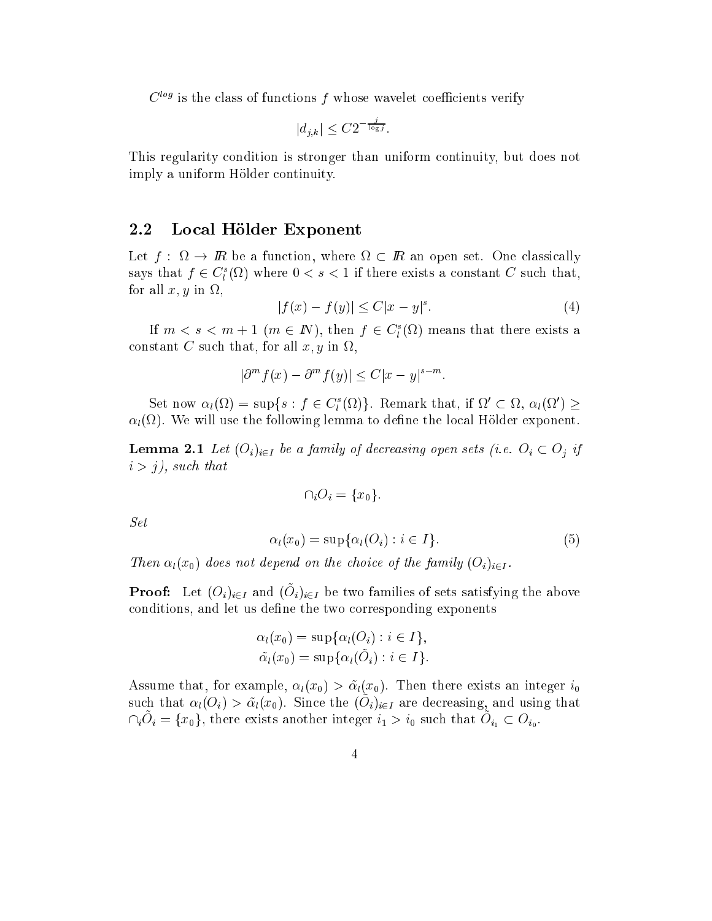$C^{log}$ is the class of functions $f$ whose wavelet coefficients verify

$$|d_{j,k}| \leq C 2^{-\frac{j}{\log j}}.$$

This regularity condition is stronger than uniform continuity, but does not imply a uniform Hölder continuity.

## 2.2 Local Hölder Exponent

Let $f : \Omega \to I\!R$ be a function, where $\Omega \subset I\!R$ an open set. One classically says that $f \in C_l^s(\Omega)$ where $0 < s < 1$ if there exists a constant $C$ such that, for all $x, y$ in $\Omega$,

$$|f(x) - f(y)| \leq C|x - y|^s. \tag{4}$$

If $m < s < m+1$ ($m \in I\!N$), then $f \in C_l^s(\Omega)$ means that there exists a constant $C$ such that, for all $x, y$ in $\Omega$,

$$|\partial^m f(x) - \partial^m f(y)| \leq C|x - y|^{s-m}.$$

Set now $\alpha_l(\Omega) = \sup\{s : f \in C_l^s(\Omega)\}$. Remark that, if $\Omega' \subset \Omega$, $\alpha_l(\Omega') \geq \alpha_l(\Omega)$. We will use the following lemma to define the local Hölder exponent.

**Lemma 2.1** *Let $(O_i)_{i\in I}$ be a family of decreasing open sets (i.e. $O_i \subset O_j$ if $i > j$), such that*

$$\cap_i O_i = \{x_0\}.$$

*Set*

$$\alpha_l(x_0) = \sup\{\alpha_l(O_i) : i \in I\}. \tag{5}$$

*Then $\alpha_l(x_0)$ does not depend on the choice of the family $(O_i)_{i\in I}$.*

**Proof:** Let $(O_i)_{i\in I}$ and $(\tilde{O}_i)_{i\in I}$ be two families of sets satisfying the above conditions, and let us define the two corresponding exponents

$$\alpha_l(x_0) = \sup\{\alpha_l(O_i) : i \in I\},$$
$$\tilde{\alpha}_l(x_0) = \sup\{\alpha_l(\tilde{O}_i) : i \in I\}.$$

Assume that, for example, $\alpha_l(x_0) > \tilde{\alpha}_l(x_0)$. Then there exists an integer $i_0$ such that $\alpha_l(O_i) > \tilde{\alpha}_l(x_0)$. Since the $(\tilde{O}_i)_{i\in I}$ are decreasing, and using that $\cap_i \tilde{O}_i = \{x_0\}$, there exists another integer $i_1 > i_0$ such that $\tilde{O}_{i_1} \subset O_{i_0}$.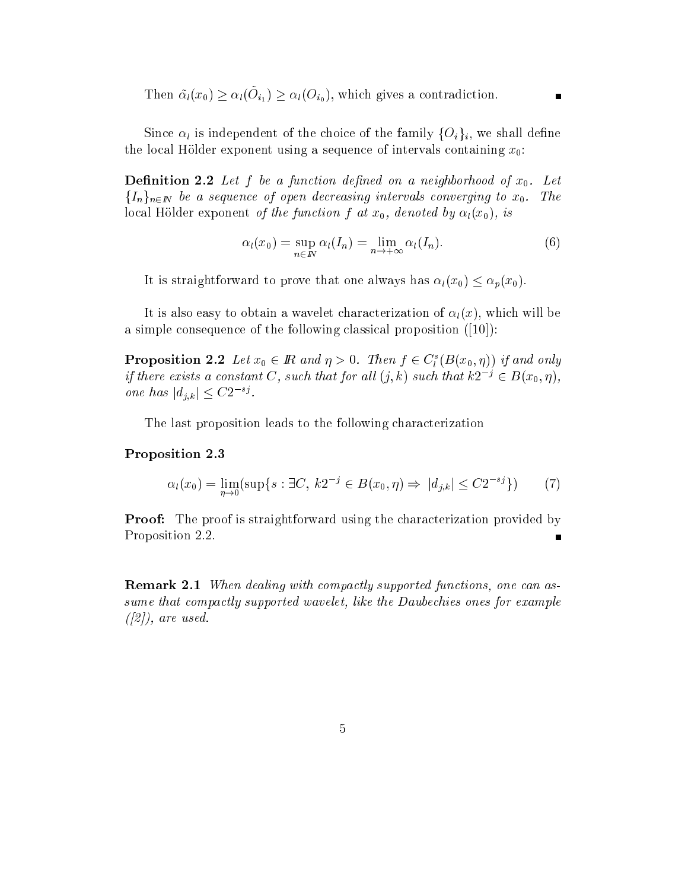Then $\tilde{\alpha}_l(x_0) \geq \alpha_l(\tilde{O}_{i_1}) \geq \alpha_l(O_{i_0})$, which gives a contradiction. ∎

Since $\alpha_l$ is independent of the choice of the family $\{O_i\}_i$, we shall define the local Hölder exponent using a sequence of intervals containing $x_0$:

**Definition 2.2** *Let $f$ be a function defined on a neighborhood of $x_0$. Let $\{I_n\}_{n\in\mathbb{N}}$ be a sequence of open decreasing intervals converging to $x_0$. The* local Hölder exponent *of the function $f$ at $x_0$, denoted by $\alpha_l(x_0)$, is*

$$\alpha_l(x_0) = \sup_{n\in\mathbb{N}} \alpha_l(I_n) = \lim_{n\to+\infty} \alpha_l(I_n). \tag{6}$$

It is straightforward to prove that one always has $\alpha_l(x_0) \leq \alpha_p(x_0)$.

It is also easy to obtain a wavelet characterization of $\alpha_l(x)$, which will be a simple consequence of the following classical proposition ([10]):

**Proposition 2.2** *Let $x_0 \in \mathbb{R}$ and $\eta > 0$. Then $f \in C_l^s(B(x_0,\eta))$ if and only if there exists a constant $C$, such that for all $(j,k)$ such that $k2^{-j} \in B(x_0,\eta)$, one has $|d_{j,k}| \leq C2^{-sj}$.*

The last proposition leads to the following characterization

**Proposition 2.3**

$$\alpha_l(x_0) = \lim_{\eta\to 0}(\sup\{s : \exists C,\ k2^{-j} \in B(x_0,\eta) \Rightarrow\ |d_{j,k}| \leq C2^{-sj}\}) \tag{7}$$

**Proof:** The proof is straightforward using the characterization provided by Proposition 2.2. ∎

**Remark 2.1** *When dealing with compactly supported functions, one can assume that compactly supported wavelet, like the Daubechies ones for example ([2]), are used.*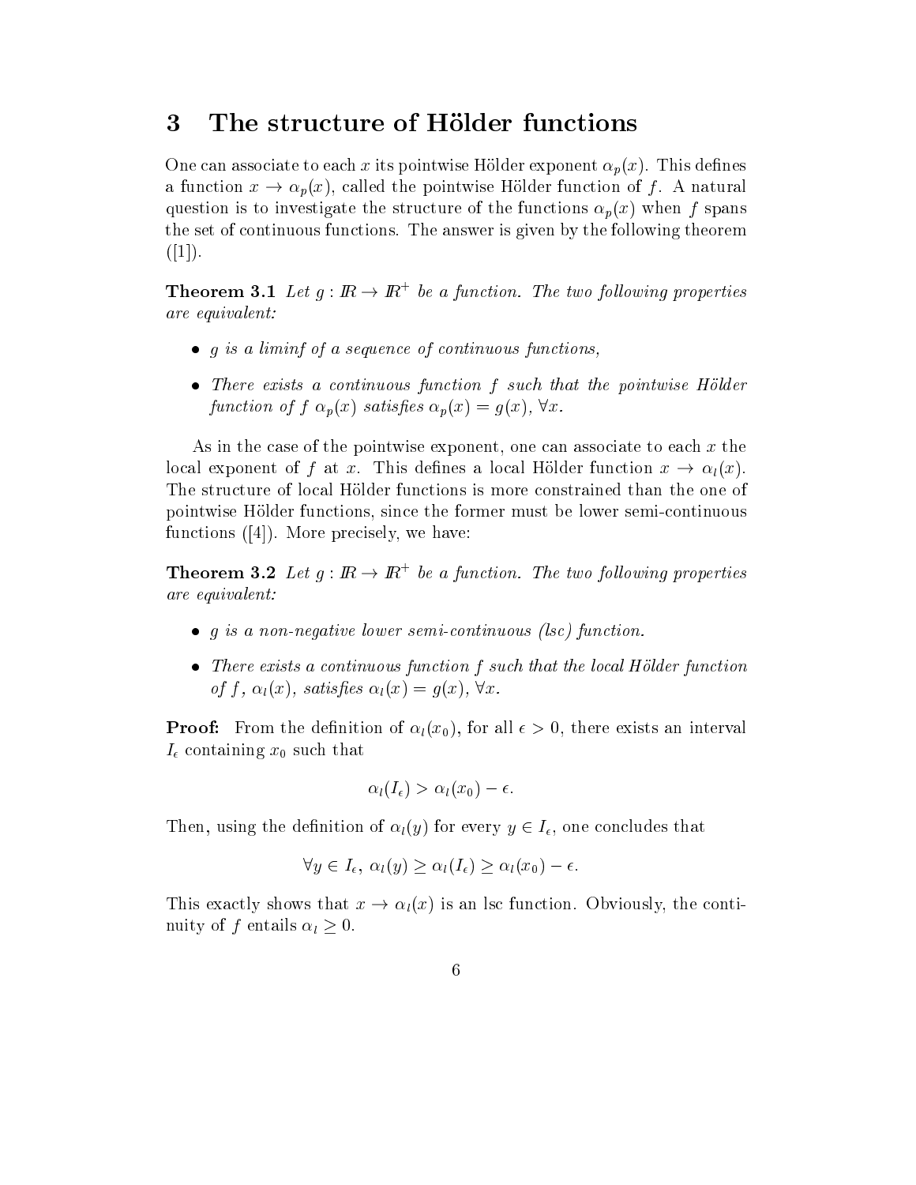## 3 The structure of Hölder functions

One can associate to each $x$ its pointwise Hölder exponent $\alpha_p(x)$. This defines a function $x \to \alpha_p(x)$, called the pointwise Hölder function of $f$. A natural question is to investigate the structure of the functions $\alpha_p(x)$ when $f$ spans the set of continuous functions. The answer is given by the following theorem ([1]).

**Theorem 3.1** *Let $g : \mathbb{R} \to \mathbb{R}^+$ be a function. The two following properties are equivalent:*

- *$g$ is a liminf of a sequence of continuous functions,*
- *There exists a continuous function $f$ such that the pointwise Hölder function of $f$ $\alpha_p(x)$ satisfies $\alpha_p(x) = g(x)$, $\forall x$.*

As in the case of the pointwise exponent, one can associate to each $x$ the local exponent of $f$ at $x$. This defines a local Hölder function $x \to \alpha_l(x)$. The structure of local Hölder functions is more constrained than the one of pointwise Hölder functions, since the former must be lower semi-continuous functions ([4]). More precisely, we have:

**Theorem 3.2** *Let $g : \mathbb{R} \to \mathbb{R}^+$ be a function. The two following properties are equivalent:*

- *$g$ is a non-negative lower semi-continuous (lsc) function.*
- *There exists a continuous function $f$ such that the local Hölder function of $f$, $\alpha_l(x)$, satisfies $\alpha_l(x) = g(x)$, $\forall x$.*

**Proof:** From the definition of $\alpha_l(x_0)$, for all $\epsilon > 0$, there exists an interval $I_\epsilon$ containing $x_0$ such that

$$\alpha_l(I_\epsilon) > \alpha_l(x_0) - \epsilon.$$

Then, using the definition of $\alpha_l(y)$ for every $y \in I_\epsilon$, one concludes that

$$\forall y \in I_\epsilon,\ \alpha_l(y) \geq \alpha_l(I_\epsilon) \geq \alpha_l(x_0) - \epsilon.$$

This exactly shows that $x \to \alpha_l(x)$ is an lsc function. Obviously, the continuity of $f$ entails $\alpha_l \geq 0$.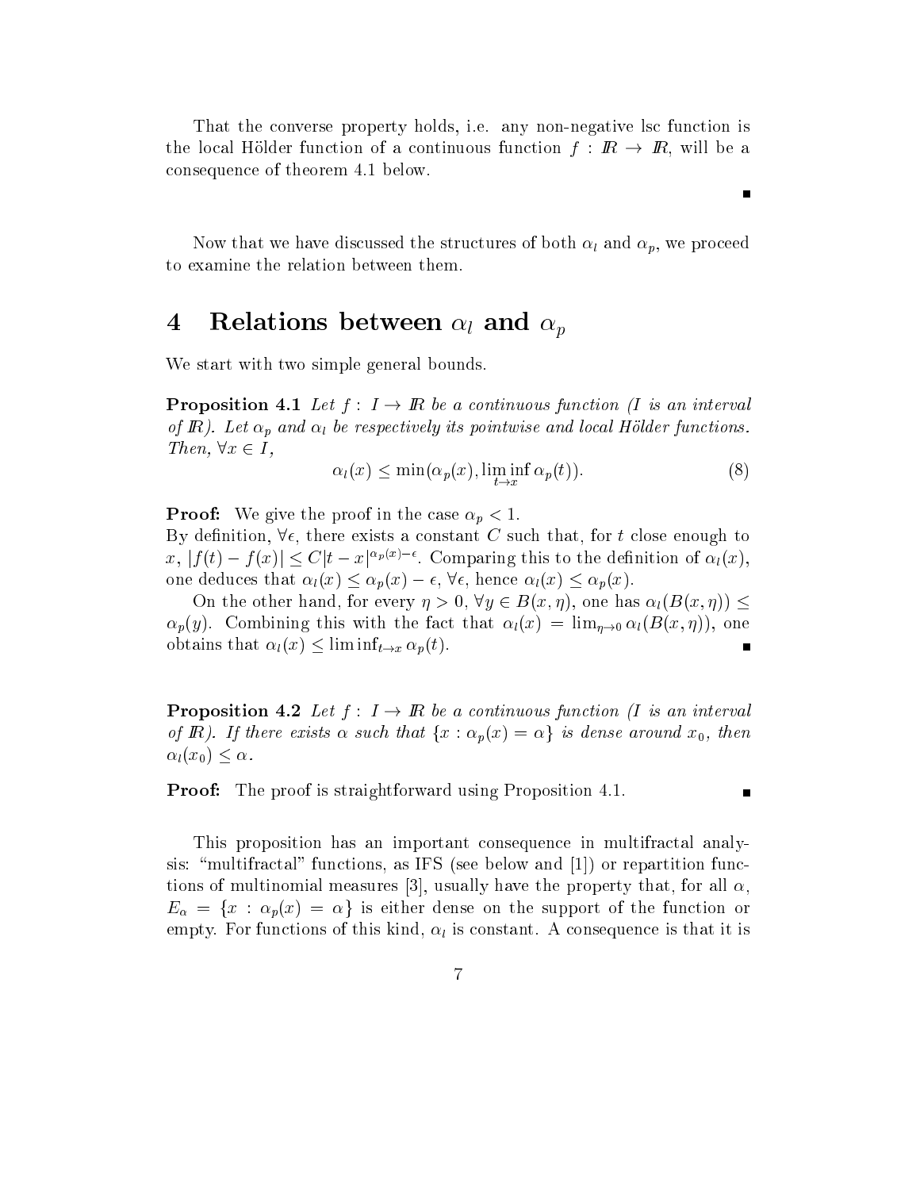That the converse property holds, i.e. any non-negative lsc function is the local Hölder function of a continuous function $f : \mathbb{R} \to \mathbb{R}$, will be a consequence of theorem 4.1 below.

∎

Now that we have discussed the structures of both $\alpha_l$ and $\alpha_p$, we proceed to examine the relation between them.

## 4 Relations between $\alpha_l$ and $\alpha_p$

We start with two simple general bounds.

**Proposition 4.1** *Let $f : I \to \mathbb{R}$ be a continuous function ($I$ is an interval of $\mathbb{R}$). Let $\alpha_p$ and $\alpha_l$ be respectively its pointwise and local Hölder functions. Then, $\forall x \in I$,*

$$\alpha_l(x) \leq \min(\alpha_p(x), \liminf_{t \to x} \alpha_p(t)). \tag{8}$$

**Proof:** We give the proof in the case $\alpha_p < 1$.
By definition, $\forall \epsilon$, there exists a constant $C$ such that, for $t$ close enough to $x$, $|f(t) - f(x)| \leq C|t - x|^{\alpha_p(x) - \epsilon}$. Comparing this to the definition of $\alpha_l(x)$, one deduces that $\alpha_l(x) \leq \alpha_p(x) - \epsilon$, $\forall \epsilon$, hence $\alpha_l(x) \leq \alpha_p(x)$.

On the other hand, for every $\eta > 0$, $\forall y \in B(x, \eta)$, one has $\alpha_l(B(x, \eta)) \leq \alpha_p(y)$. Combining this with the fact that $\alpha_l(x) = \lim_{\eta \to 0} \alpha_l(B(x, \eta))$, one obtains that $\alpha_l(x) \leq \liminf_{t \to x} \alpha_p(t)$. ∎

**Proposition 4.2** *Let $f : I \to \mathbb{R}$ be a continuous function ($I$ is an interval of $\mathbb{R}$). If there exists $\alpha$ such that $\{x : \alpha_p(x) = \alpha\}$ is dense around $x_0$, then $\alpha_l(x_0) \leq \alpha$.*

**Proof:** The proof is straightforward using Proposition 4.1. ∎

This proposition has an important consequence in multifractal analysis: "multifractal" functions, as IFS (see below and [1]) or repartition functions of multinomial measures [3], usually have the property that, for all $\alpha$, $E_\alpha = \{x : \alpha_p(x) = \alpha\}$ is either dense on the support of the function or empty. For functions of this kind, $\alpha_l$ is constant. A consequence is that it is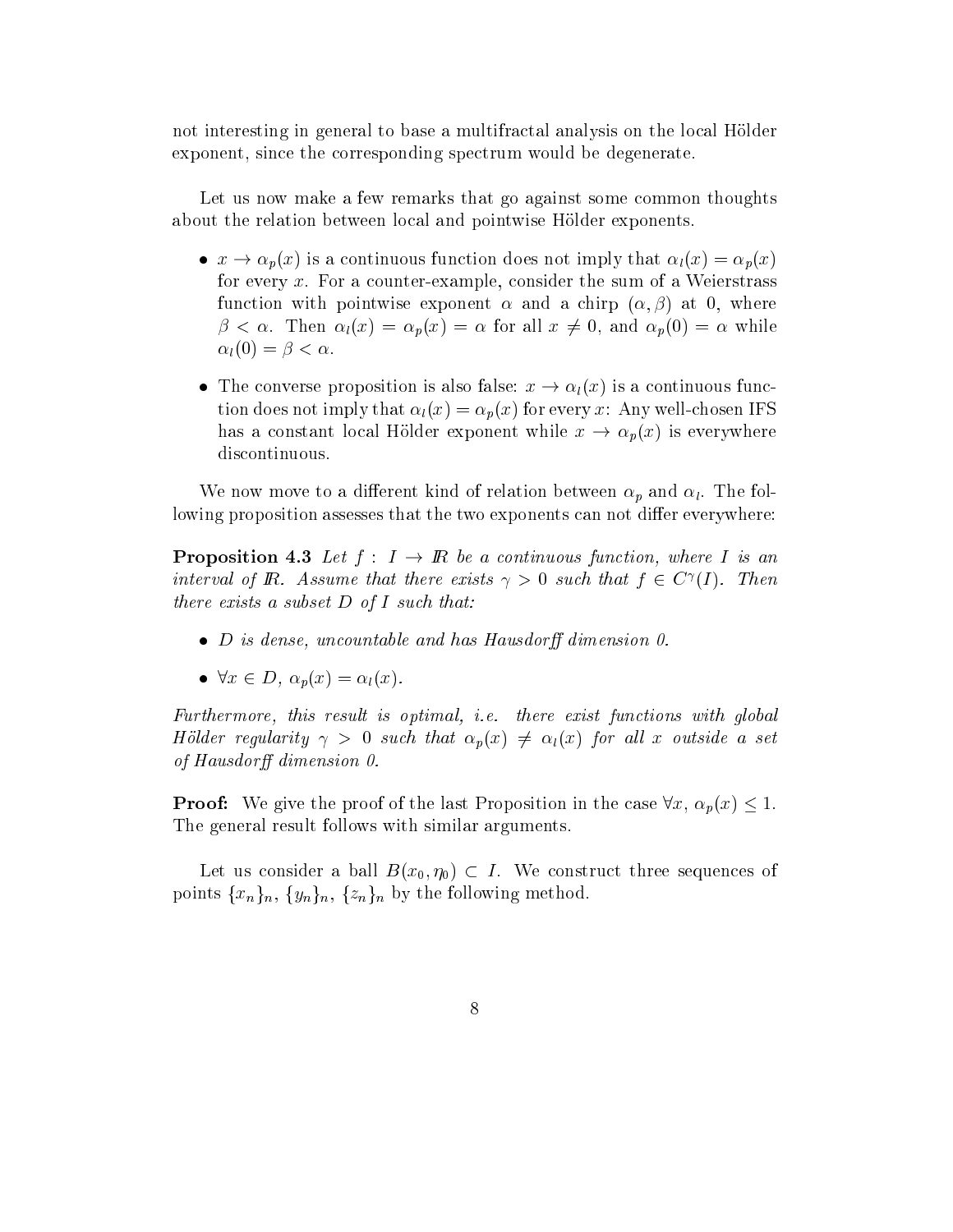not interesting in general to base a multifractal analysis on the local Hölder exponent, since the corresponding spectrum would be degenerate.

Let us now make a few remarks that go against some common thoughts about the relation between local and pointwise Hölder exponents.

- $x \to \alpha_p(x)$ is a continuous function does not imply that $\alpha_l(x) = \alpha_p(x)$ for every $x$. For a counter-example, consider the sum of a Weierstrass function with pointwise exponent $\alpha$ and a chirp $(\alpha, \beta)$ at 0, where $\beta < \alpha$. Then $\alpha_l(x) = \alpha_p(x) = \alpha$ for all $x \neq 0$, and $\alpha_p(0) = \alpha$ while $\alpha_l(0) = \beta < \alpha$.
- The converse proposition is also false: $x \to \alpha_l(x)$ is a continuous function does not imply that $\alpha_l(x) = \alpha_p(x)$ for every $x$: Any well-chosen IFS has a constant local Hölder exponent while $x \to \alpha_p(x)$ is everywhere discontinuous.

We now move to a different kind of relation between $\alpha_p$ and $\alpha_l$. The following proposition assesses that the two exponents can not differ everywhere:

**Proposition 4.3** *Let $f : I \to I\!R$ be a continuous function, where $I$ is an interval of $I\!R$. Assume that there exists $\gamma > 0$ such that $f \in C^\gamma(I)$. Then there exists a subset $D$ of $I$ such that:*

- *$D$ is dense, uncountable and has Hausdorff dimension 0.*
- *$\forall x \in D$, $\alpha_p(x) = \alpha_l(x)$.*

*Furthermore, this result is optimal, i.e. there exist functions with global Hölder regularity $\gamma > 0$ such that $\alpha_p(x) \neq \alpha_l(x)$ for all $x$ outside a set of Hausdorff dimension 0.*

**Proof:** We give the proof of the last Proposition in the case $\forall x$, $\alpha_p(x) \leq 1$. The general result follows with similar arguments.

Let us consider a ball $B(x_0, \eta_0) \subset I$. We construct three sequences of points $\{x_n\}_n$, $\{y_n\}_n$, $\{z_n\}_n$ by the following method.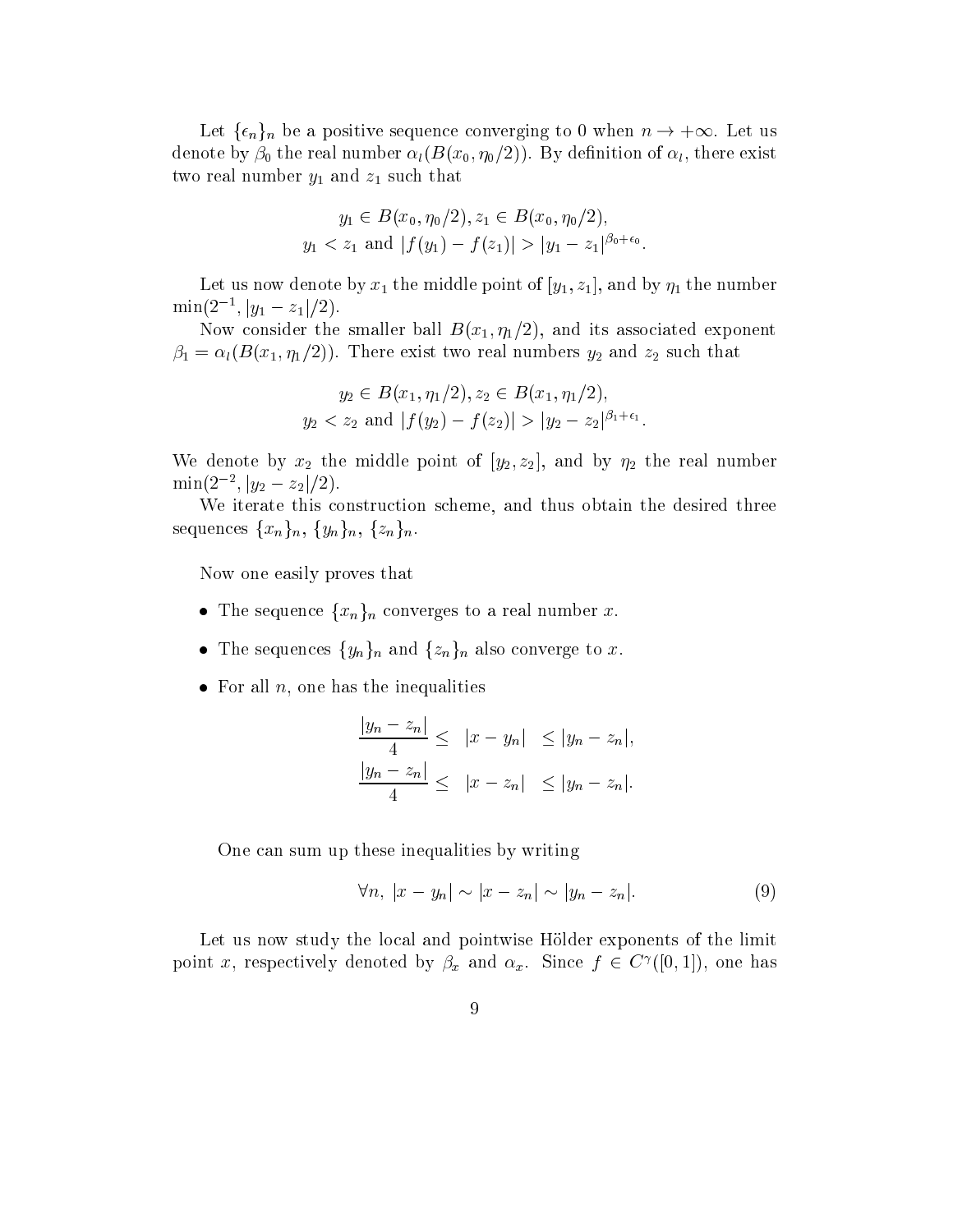Let $\{\epsilon_n\}_n$ be a positive sequence converging to 0 when $n \to +\infty$. Let us denote by $\beta_0$ the real number $\alpha_l(B(x_0, \eta_0/2))$. By definition of $\alpha_l$, there exist two real number $y_1$ and $z_1$ such that

$$
\begin{gathered}
y_1 \in B(x_0, \eta_0/2), z_1 \in B(x_0, \eta_0/2), \\
y_1 < z_1 \text{ and } |f(y_1) - f(z_1)| > |y_1 - z_1|^{\beta_0 + \epsilon_0}.
\end{gathered}
$$

Let us now denote by $x_1$ the middle point of $[y_1, z_1]$, and by $\eta_1$ the number $\min(2^{-1}, |y_1 - z_1|/2)$.

Now consider the smaller ball $B(x_1, \eta_1/2)$, and its associated exponent $\beta_1 = \alpha_l(B(x_1, \eta_1/2))$. There exist two real numbers $y_2$ and $z_2$ such that

$$
\begin{gathered}
y_2 \in B(x_1, \eta_1/2), z_2 \in B(x_1, \eta_1/2), \\
y_2 < z_2 \text{ and } |f(y_2) - f(z_2)| > |y_2 - z_2|^{\beta_1 + \epsilon_1}.
\end{gathered}
$$

We denote by $x_2$ the middle point of $[y_2, z_2]$, and by $\eta_2$ the real number $\min(2^{-2}, |y_2 - z_2|/2)$.

We iterate this construction scheme, and thus obtain the desired three sequences $\{x_n\}_n$, $\{y_n\}_n$, $\{z_n\}_n$.

Now one easily proves that

- The sequence $\{x_n\}_n$ converges to a real number $x$.
- The sequences $\{y_n\}_n$ and $\{z_n\}_n$ also converge to $x$.
- For all $n$, one has the inequalities

$$
\begin{aligned}
\frac{|y_n - z_n|}{4} \leq \quad |x - y_n| \quad &\leq |y_n - z_n|, \\
\frac{|y_n - z_n|}{4} \leq \quad |x - z_n| \quad &\leq |y_n - z_n|.
\end{aligned}
$$

One can sum up these inequalities by writing

$$
\forall n, \ |x - y_n| \sim |x - z_n| \sim |y_n - z_n|. \tag{9}
$$

Let us now study the local and pointwise Hölder exponents of the limit point $x$, respectively denoted by $\beta_x$ and $\alpha_x$. Since $f \in C^\gamma([0,1])$, one has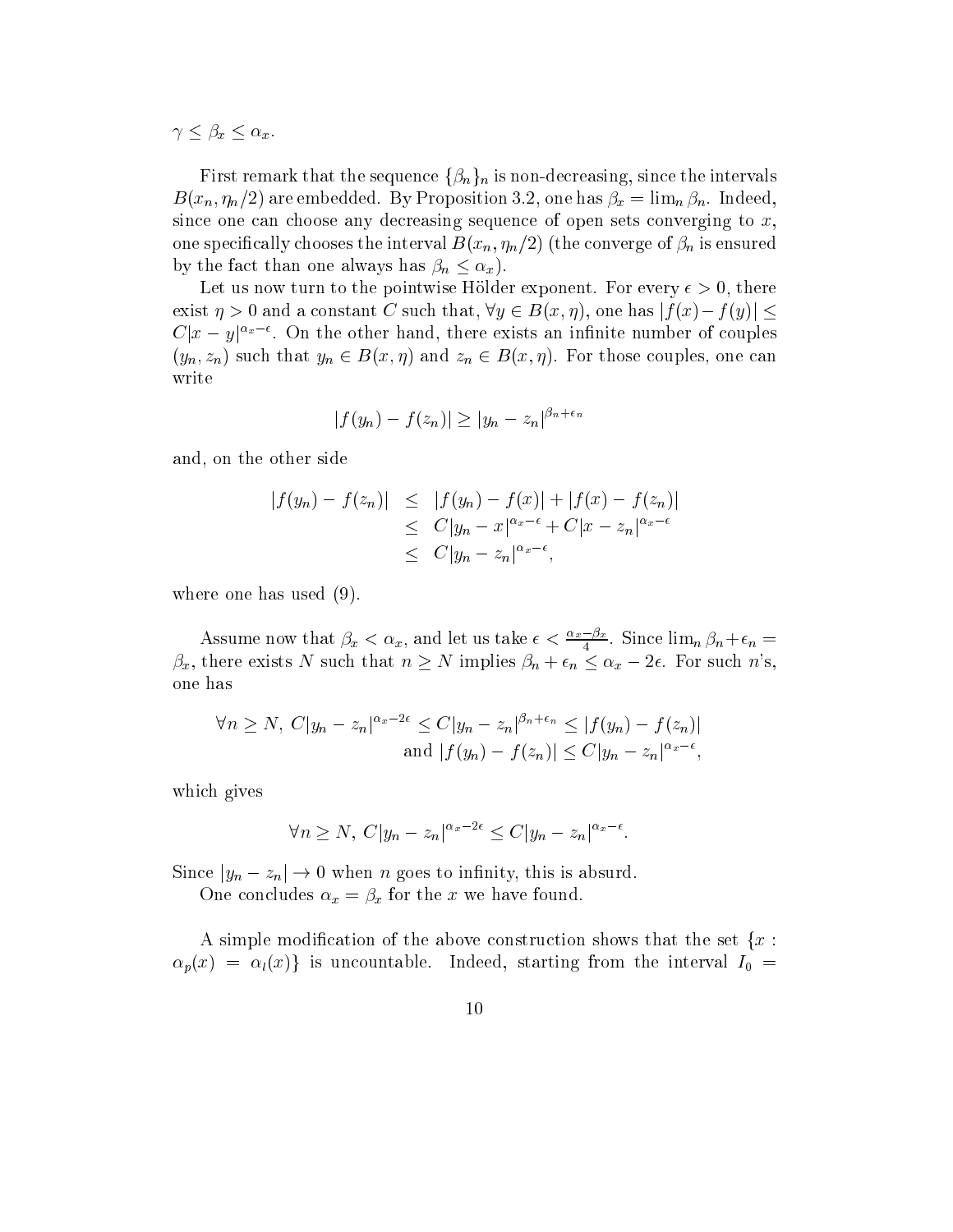$\gamma \leq \beta_x \leq \alpha_x$.

First remark that the sequence $\{\beta_n\}_n$ is non-decreasing, since the intervals $B(x_n, \eta_n/2)$ are embedded. By Proposition 3.2, one has $\beta_x = \lim_n \beta_n$. Indeed, since one can choose any decreasing sequence of open sets converging to $x$, one specifically chooses the interval $B(x_n, \eta_n/2)$ (the converge of $\beta_n$ is ensured by the fact than one always has $\beta_n \leq \alpha_x$).

Let us now turn to the pointwise Hölder exponent. For every $\epsilon > 0$, there exist $\eta > 0$ and a constant $C$ such that, $\forall y \in B(x, \eta)$, one has $|f(x) - f(y)| \leq C|x-y|^{\alpha_x - \epsilon}$. On the other hand, there exists an infinite number of couples $(y_n, z_n)$ such that $y_n \in B(x, \eta)$ and $z_n \in B(x, \eta)$. For those couples, one can write

$$|f(y_n) - f(z_n)| \geq |y_n - z_n|^{\beta_n + \epsilon_n}$$

and, on the other side

$$\begin{aligned}
|f(y_n) - f(z_n)| &\leq |f(y_n) - f(x)| + |f(x) - f(z_n)| \\
&\leq C|y_n - x|^{\alpha_x - \epsilon} + C|x - z_n|^{\alpha_x - \epsilon} \\
&\leq C|y_n - z_n|^{\alpha_x - \epsilon},
\end{aligned}$$

where one has used (9).

Assume now that $\beta_x < \alpha_x$, and let us take $\epsilon < \frac{\alpha_x - \beta_x}{4}$. Since $\lim_n \beta_n + \epsilon_n = \beta_x$, there exists $N$ such that $n \geq N$ implies $\beta_n + \epsilon_n \leq \alpha_x - 2\epsilon$. For such $n$'s, one has

$$\begin{aligned}
\forall n \geq N,\ C|y_n - z_n|^{\alpha_x - 2\epsilon} \leq C|y_n - z_n|^{\beta_n + \epsilon_n} &\leq |f(y_n) - f(z_n)| \\
\text{and } |f(y_n) - f(z_n)| &\leq C|y_n - z_n|^{\alpha_x - \epsilon},
\end{aligned}$$

which gives

$$\forall n \geq N,\ C|y_n - z_n|^{\alpha_x - 2\epsilon} \leq C|y_n - z_n|^{\alpha_x - \epsilon}.$$

Since $|y_n - z_n| \to 0$ when $n$ goes to infinity, this is absurd.

One concludes $\alpha_x = \beta_x$ for the $x$ we have found.

A simple modification of the above construction shows that the set $\{x : \alpha_p(x) = \alpha_l(x)\}$ is uncountable. Indeed, starting from the interval $I_0 =$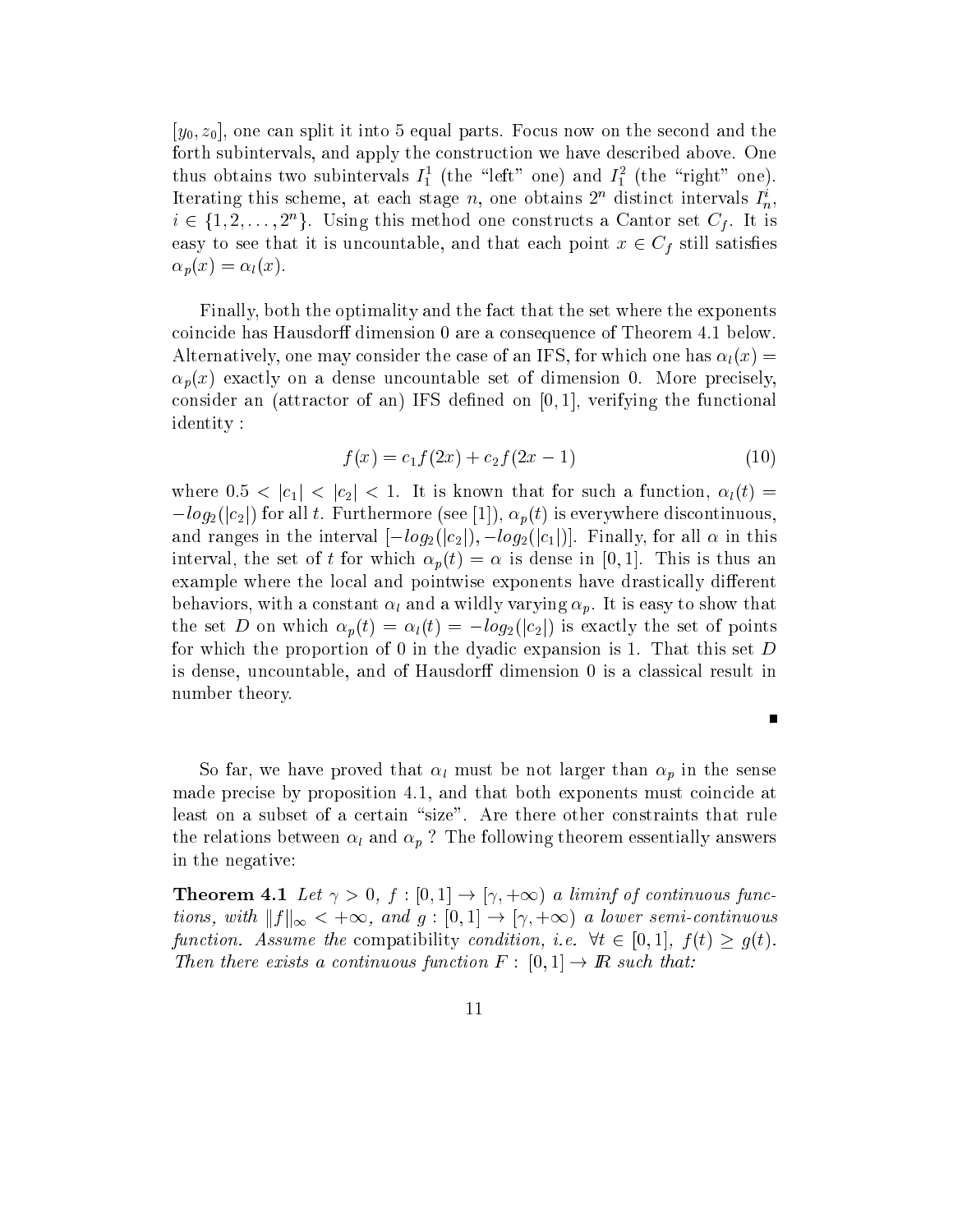$[y_0, z_0]$, one can split it into 5 equal parts. Focus now on the second and the forth subintervals, and apply the construction we have described above. One thus obtains two subintervals $I_1^1$ (the "left" one) and $I_1^2$ (the "right" one). Iterating this scheme, at each stage $n$, one obtains $2^n$ distinct intervals $I_n^i$, $i \in \{1, 2, \ldots, 2^n\}$. Using this method one constructs a Cantor set $C_f$. It is easy to see that it is uncountable, and that each point $x \in C_f$ still satisfies $\alpha_p(x) = \alpha_l(x)$.

Finally, both the optimality and the fact that the set where the exponents coincide has Hausdorff dimension 0 are a consequence of Theorem 4.1 below. Alternatively, one may consider the case of an IFS, for which one has $\alpha_l(x) = \alpha_p(x)$ exactly on a dense uncountable set of dimension 0. More precisely, consider an (attractor of an) IFS defined on $[0, 1]$, verifying the functional identity :

$$f(x) = c_1 f(2x) + c_2 f(2x - 1) \tag{10}$$

where $0.5 < |c_1| < |c_2| < 1$. It is known that for such a function, $\alpha_l(t) = -log_2(|c_2|)$ for all $t$. Furthermore (see [1]), $\alpha_p(t)$ is everywhere discontinuous, and ranges in the interval $[-log_2(|c_2|), -log_2(|c_1|)]$. Finally, for all $\alpha$ in this interval, the set of $t$ for which $\alpha_p(t) = \alpha$ is dense in $[0, 1]$. This is thus an example where the local and pointwise exponents have drastically different behaviors, with a constant $\alpha_l$ and a wildly varying $\alpha_p$. It is easy to show that the set $D$ on which $\alpha_p(t) = \alpha_l(t) = -log_2(|c_2|)$ is exactly the set of points for which the proportion of 0 in the dyadic expansion is 1. That this set $D$ is dense, uncountable, and of Hausdorff dimension 0 is a classical result in number theory.

∎

So far, we have proved that $\alpha_l$ must be not larger than $\alpha_p$ in the sense made precise by proposition 4.1, and that both exponents must coincide at least on a subset of a certain "size". Are there other constraints that rule the relations between $\alpha_l$ and $\alpha_p$ ? The following theorem essentially answers in the negative:

**Theorem 4.1** *Let $\gamma > 0$, $f : [0, 1] \to [\gamma, +\infty)$ a liminf of continuous functions, with $\|f\|_\infty < +\infty$, and $g : [0, 1] \to [\gamma, +\infty)$ a lower semi-continuous function. Assume the* compatibility *condition, i.e. $\forall t \in [0, 1]$, $f(t) \geq g(t)$. Then there exists a continuous function $F : [0, 1] \to I\!R$ such that:*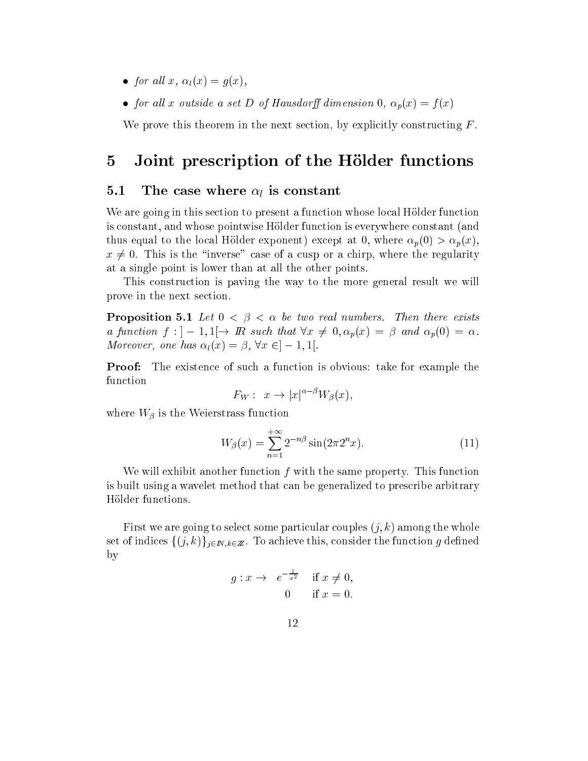- *for all* $x$, $\alpha_l(x) = g(x)$,
- *for all* $x$ *outside a set* $D$ *of Hausdorff dimension* $0$, $\alpha_p(x) = f(x)$

We prove this theorem in the next section, by explicitly constructing $F$.

# 5 Joint prescription of the Hölder functions

## 5.1 The case where $\alpha_l$ is constant

We are going in this section to present a function whose local Hölder function is constant, and whose pointwise Hölder function is everywhere constant (and thus equal to the local Hölder exponent) except at 0, where $\alpha_p(0) > \alpha_p(x)$, $x \neq 0$. This is the "inverse" case of a cusp or a chirp, where the regularity at a single point is lower than at all the other points.

This construction is paving the way to the more general result we will prove in the next section.

**Proposition 5.1** *Let* $0 < \beta < \alpha$ *be two real numbers. Then there exists a function* $f : ]-1,1[ \to I\!R$ *such that* $\forall x \neq 0, \alpha_p(x) = \beta$ *and* $\alpha_p(0) = \alpha$. *Moreover, one has* $\alpha_l(x) = \beta$, $\forall x \in ]-1,1[$.

**Proof:** The existence of such a function is obvious: take for example the function

$$F_W : \; x \to |x|^{\alpha-\beta} W_\beta(x),$$

where $W_\beta$ is the Weierstrass function

$$W_\beta(x) = \sum_{n=1}^{+\infty} 2^{-n\beta} \sin(2\pi 2^n x). \tag{11}$$

We will exhibit another function $f$ with the same property. This function is built using a wavelet method that can be generalized to prescribe arbitrary Hölder functions.

First we are going to select some particular couples $(j,k)$ among the whole set of indices $\{(j,k)\}_{j \in I\!N, k \in Z\!\!Z}$. To achieve this, consider the function $g$ defined by

$$g : x \to \begin{array}{ll} e^{-\frac{1}{x^2}} & \text{if } x \neq 0, \\ 0 & \text{if } x = 0. \end{array}$$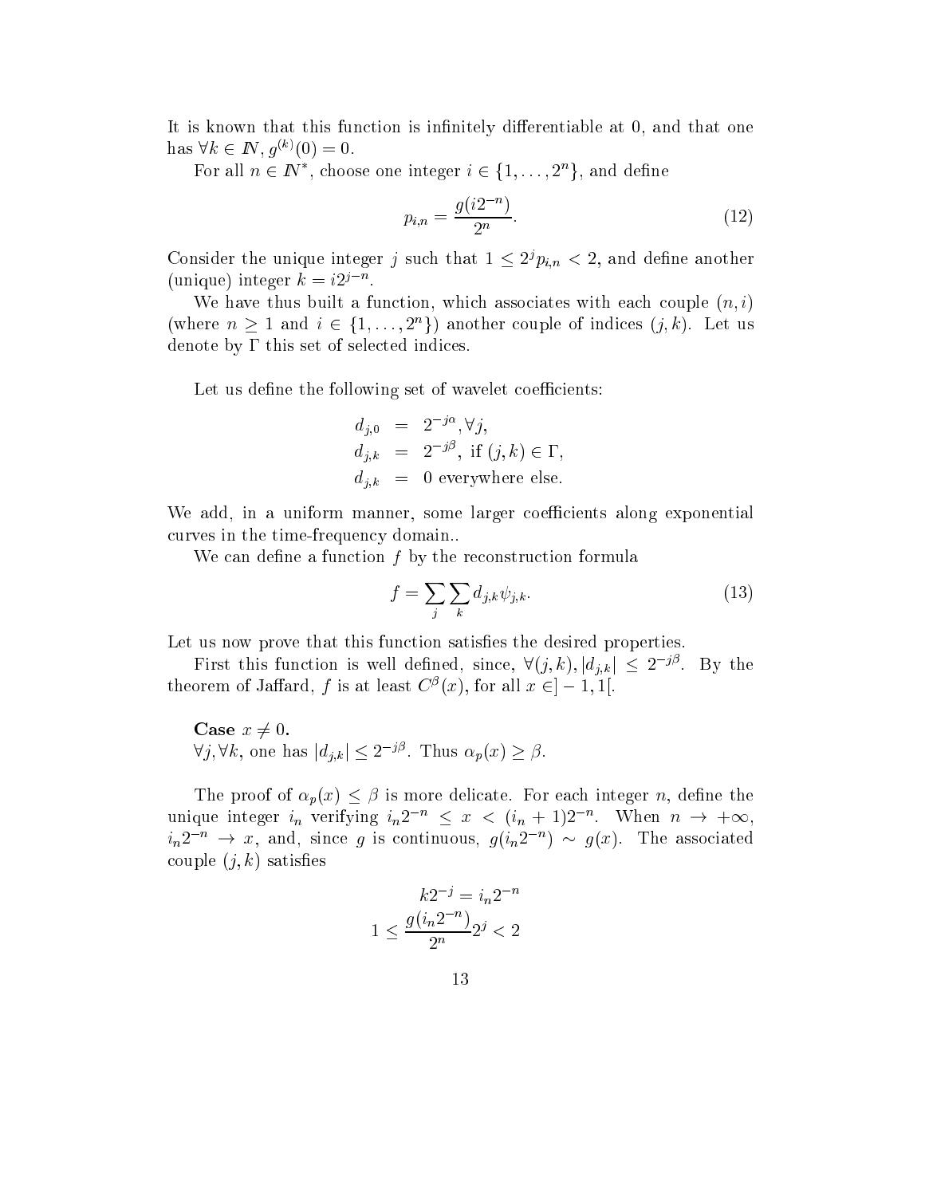It is known that this function is infinitely differentiable at 0, and that one has $\forall k \in \mathbb{N}, g^{(k)}(0) = 0$.

For all $n \in \mathbb{N}^*$, choose one integer $i \in \{1, \ldots, 2^n\}$, and define

$$p_{i,n} = \frac{g(i2^{-n})}{2^n}. \tag{12}$$

Consider the unique integer $j$ such that $1 \leq 2^j p_{i,n} < 2$, and define another (unique) integer $k = i2^{j-n}$.

We have thus built a function, which associates with each couple $(n,i)$ (where $n \geq 1$ and $i \in \{1, \ldots, 2^n\}$) another couple of indices $(j,k)$. Let us denote by $\Gamma$ this set of selected indices.

Let us define the following set of wavelet coefficients:

$$\begin{aligned}
d_{j,0} &= 2^{-j\alpha}, \forall j, \\
d_{j,k} &= 2^{-j\beta}, \text{ if } (j,k) \in \Gamma, \\
d_{j,k} &= 0 \text{ everywhere else.}
\end{aligned}$$

We add, in a uniform manner, some larger coefficients along exponential curves in the time-frequency domain..

We can define a function $f$ by the reconstruction formula

$$f = \sum_j \sum_k d_{j,k} \psi_{j,k}. \tag{13}$$

Let us now prove that this function satisfies the desired properties.

First this function is well defined, since, $\forall (j,k), |d_{j,k}| \leq 2^{-j\beta}$. By the theorem of Jaffard, $f$ is at least $C^\beta(x)$, for all $x \in ]-1,1[$.

**Case $x \neq 0$.**
$\forall j, \forall k$, one has $|d_{j,k}| \leq 2^{-j\beta}$. Thus $\alpha_p(x) \geq \beta$.

The proof of $\alpha_p(x) \leq \beta$ is more delicate. For each integer $n$, define the unique integer $i_n$ verifying $i_n 2^{-n} \leq x < (i_n+1)2^{-n}$. When $n \to +\infty$, $i_n 2^{-n} \to x$, and, since $g$ is continuous, $g(i_n 2^{-n}) \sim g(x)$. The associated couple $(j,k)$ satisfies

$$k2^{-j} = i_n 2^{-n}$$

$$1 \leq \frac{g(i_n 2^{-n})}{2^n} 2^j < 2$$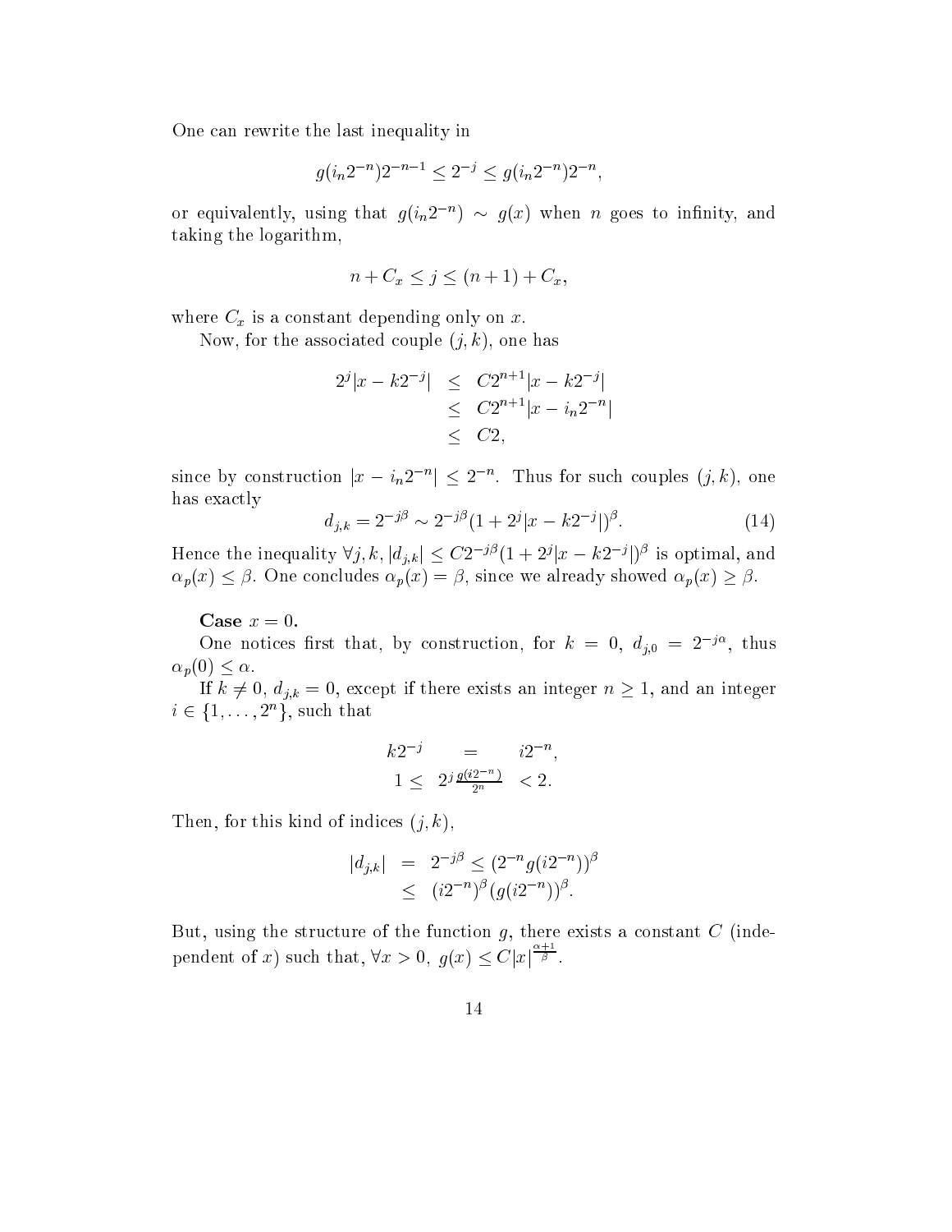One can rewrite the last inequality in

$$g(i_n 2^{-n})2^{-n-1} \leq 2^{-j} \leq g(i_n 2^{-n})2^{-n},$$

or equivalently, using that $g(i_n 2^{-n}) \sim g(x)$ when $n$ goes to infinity, and taking the logarithm,

$$n + C_x \leq j \leq (n+1) + C_x,$$

where $C_x$ is a constant depending only on $x$.

Now, for the associated couple $(j,k)$, one has

$$\begin{aligned} 2^j|x - k2^{-j}| &\leq C2^{n+1}|x - k2^{-j}| \\ &\leq C2^{n+1}|x - i_n 2^{-n}| \\ &\leq C2, \end{aligned}$$

since by construction $|x - i_n 2^{-n}| \leq 2^{-n}$. Thus for such couples $(j,k)$, one has exactly

$$d_{j,k} = 2^{-j\beta} \sim 2^{-j\beta}(1 + 2^j|x - k2^{-j}|)^\beta. \tag{14}$$

Hence the inequality $\forall j,k$, $|d_{j,k}| \leq C2^{-j\beta}(1 + 2^j|x - k2^{-j}|)^\beta$ is optimal, and $\alpha_p(x) \leq \beta$. One concludes $\alpha_p(x) = \beta$, since we already showed $\alpha_p(x) \geq \beta$.

**Case $x = 0$.**

One notices first that, by construction, for $k = 0$, $d_{j,0} = 2^{-j\alpha}$, thus $\alpha_p(0) \leq \alpha$.

If $k \neq 0$, $d_{j,k} = 0$, except if there exists an integer $n \geq 1$, and an integer $i \in \{1, \ldots, 2^n\}$, such that

$$\begin{aligned} k2^{-j} &= i2^{-n}, \\ 1 \leq \; 2^j \frac{g(i2^{-n})}{2^n} &< 2. \end{aligned}$$

Then, for this kind of indices $(j,k)$,

$$\begin{aligned} |d_{j,k}| &= 2^{-j\beta} \leq (2^{-n}g(i2^{-n}))^\beta \\ &\leq (i2^{-n})^\beta (g(i2^{-n}))^\beta. \end{aligned}$$

But, using the structure of the function $g$, there exists a constant $C$ (independent of $x$) such that, $\forall x > 0$, $g(x) \leq C|x|^{\frac{\alpha+1}{\beta}}$.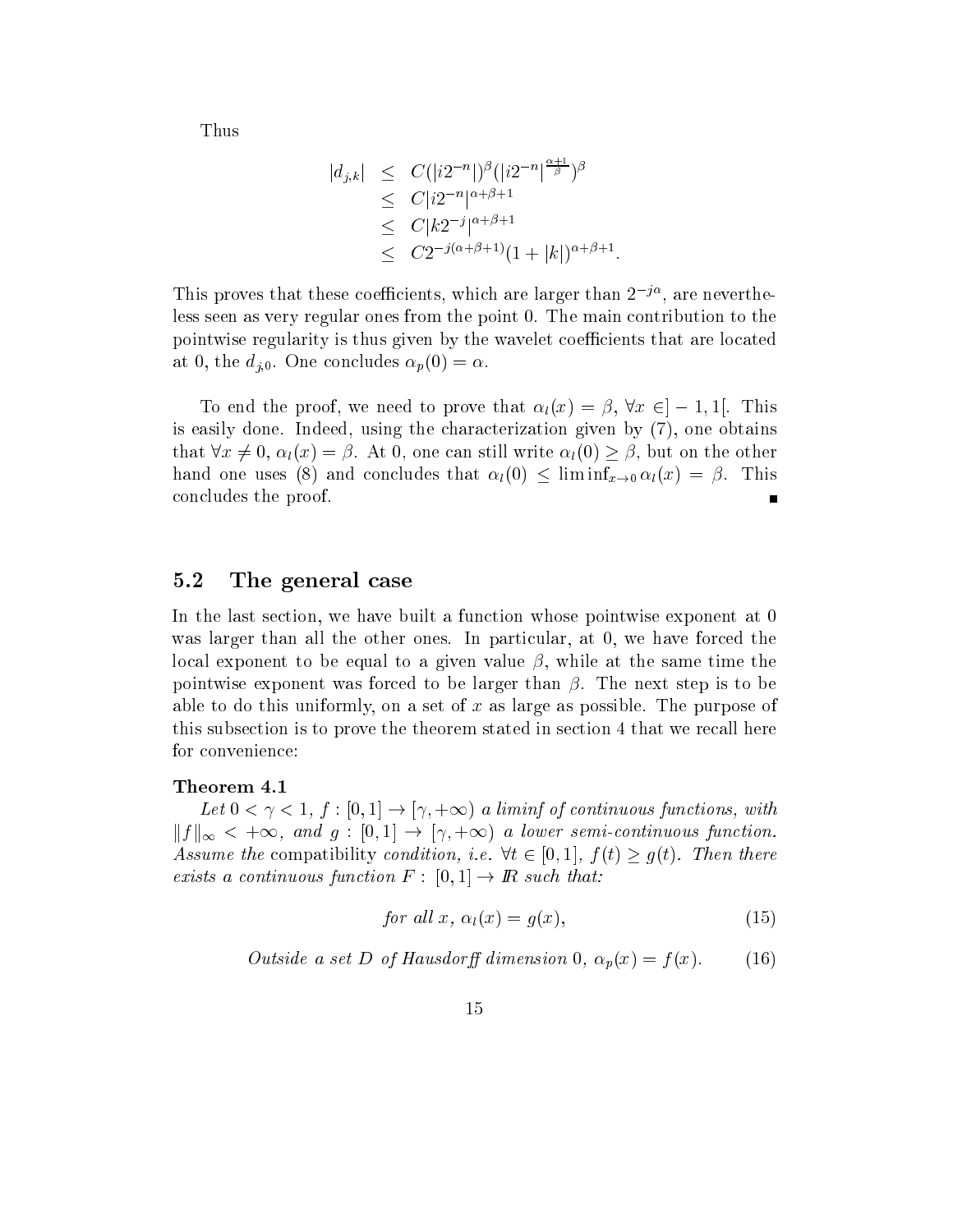Thus

$$
\begin{aligned}
|d_{j,k}| &\leq C(|i2^{-n}|)^{\beta}(|i2^{-n}|^{\frac{\alpha+1}{\beta}})^{\beta} \\
&\leq C|i2^{-n}|^{\alpha+\beta+1} \\
&\leq C|k2^{-j}|^{\alpha+\beta+1} \\
&\leq C2^{-j(\alpha+\beta+1)}(1+|k|)^{\alpha+\beta+1}.
\end{aligned}
$$

This proves that these coefficients, which are larger than $2^{-j\alpha}$, are nevertheless seen as very regular ones from the point 0. The main contribution to the pointwise regularity is thus given by the wavelet coefficients that are located at 0, the $d_{j,0}$. One concludes $\alpha_p(0) = \alpha$.

To end the proof, we need to prove that $\alpha_l(x) = \beta$, $\forall x \in ]-1,1[$. This is easily done. Indeed, using the characterization given by (7), one obtains that $\forall x \neq 0$, $\alpha_l(x) = \beta$. At 0, one can still write $\alpha_l(0) \geq \beta$, but on the other hand one uses (8) and concludes that $\alpha_l(0) \leq \liminf_{x \to 0} \alpha_l(x) = \beta$. This concludes the proof. ∎

## 5.2 The general case

In the last section, we have built a function whose pointwise exponent at 0 was larger than all the other ones. In particular, at 0, we have forced the local exponent to be equal to a given value $\beta$, while at the same time the pointwise exponent was forced to be larger than $\beta$. The next step is to be able to do this uniformly, on a set of $x$ as large as possible. The purpose of this subsection is to prove the theorem stated in section 4 that we recall here for convenience:

**Theorem 4.1**

*Let $0 < \gamma < 1$, $f : [0,1] \to [\gamma, +\infty)$ a liminf of continuous functions, with $\|f\|_\infty < +\infty$, and $g : [0,1] \to [\gamma, +\infty)$ a lower semi-continuous function. Assume the* compatibility *condition, i.e. $\forall t \in [0,1]$, $f(t) \geq g(t)$. Then there exists a continuous function $F : [0,1] \to \mathbb{R}$ such that:*

$$
\textit{for all } x,\ \alpha_l(x) = g(x), \tag{15}
$$

$$
\textit{Outside a set } D \textit{ of Hausdorff dimension } 0,\ \alpha_p(x) = f(x). \tag{16}
$$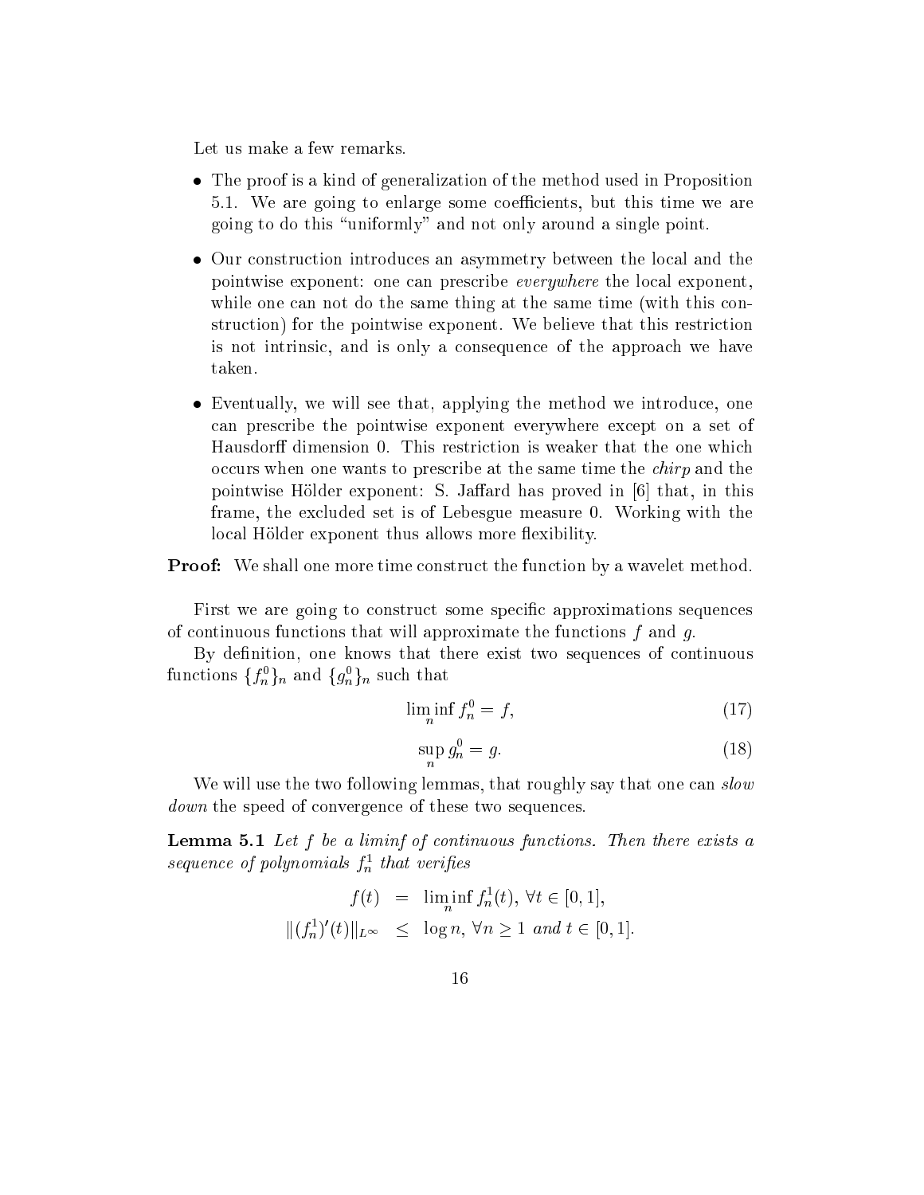Let us make a few remarks.

- The proof is a kind of generalization of the method used in Proposition 5.1. We are going to enlarge some coefficients, but this time we are going to do this "uniformly" and not only around a single point.

- Our construction introduces an asymmetry between the local and the pointwise exponent: one can prescribe *everywhere* the local exponent, while one can not do the same thing at the same time (with this construction) for the pointwise exponent. We believe that this restriction is not intrinsic, and is only a consequence of the approach we have taken.

- Eventually, we will see that, applying the method we introduce, one can prescribe the pointwise exponent everywhere except on a set of Hausdorff dimension 0. This restriction is weaker that the one which occurs when one wants to prescribe at the same time the *chirp* and the pointwise Hölder exponent: S. Jaffard has proved in [6] that, in this frame, the excluded set is of Lebesgue measure 0. Working with the local Hölder exponent thus allows more flexibility.

**Proof:** We shall one more time construct the function by a wavelet method.

First we are going to construct some specific approximations sequences of continuous functions that will approximate the functions $f$ and $g$.

By definition, one knows that there exist two sequences of continuous functions $\{f_n^0\}_n$ and $\{g_n^0\}_n$ such that

$$\liminf_n f_n^0 = f, \tag{17}$$

$$\sup_n g_n^0 = g. \tag{18}$$

We will use the two following lemmas, that roughly say that one can *slow down* the speed of convergence of these two sequences.

**Lemma 5.1** *Let $f$ be a liminf of continuous functions. Then there exists a sequence of polynomials $f_n^1$ that verifies*

$$\begin{aligned} f(t) &= \liminf_n f_n^1(t),\ \forall t \in [0,1], \\ \|(f_n^1)'(t)\|_{L^\infty} &\leq \log n,\ \forall n \geq 1 \text{ and } t \in [0,1]. \end{aligned}$$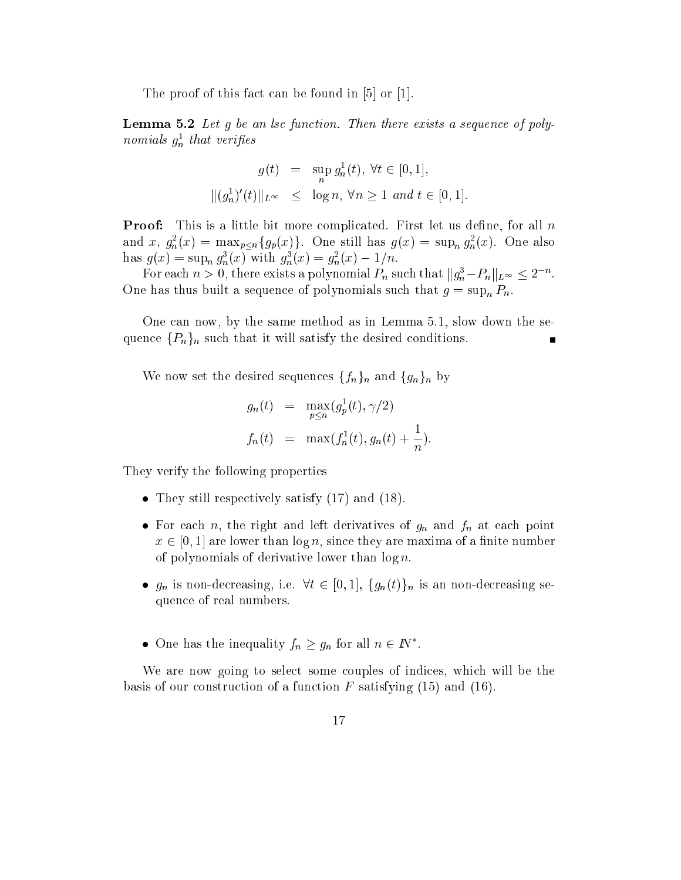The proof of this fact can be found in [5] or [1].

**Lemma 5.2** *Let $g$ be an lsc function. Then there exists a sequence of polynomials $g_n^1$ that verifies*

$$
\begin{aligned}
g(t) &= \sup_n g_n^1(t), \ \forall t \in [0,1], \\
\|(g_n^1)'(t)\|_{L^\infty} &\leq \log n, \ \forall n \geq 1 \text{ and } t \in [0,1].
\end{aligned}
$$

**Proof:** This is a little bit more complicated. First let us define, for all $n$ and $x$, $g_n^2(x) = \max_{p \leq n}\{g_p(x)\}$. One still has $g(x) = \sup_n g_n^2(x)$. One also has $g(x) = \sup_n g_n^3(x)$ with $g_n^3(x) = g_n^2(x) - 1/n$.

For each $n > 0$, there exists a polynomial $P_n$ such that $\|g_n^3 - P_n\|_{L^\infty} \leq 2^{-n}$. One has thus built a sequence of polynomials such that $g = \sup_n P_n$.

One can now, by the same method as in Lemma 5.1, slow down the sequence $\{P_n\}_n$ such that it will satisfy the desired conditions. ∎

We now set the desired sequences $\{f_n\}_n$ and $\{g_n\}_n$ by

$$
\begin{aligned}
g_n(t) &= \max_{p \leq n}(g_p^1(t), \gamma/2) \\
f_n(t) &= \max(f_n^1(t), g_n(t) + \frac{1}{n}).
\end{aligned}
$$

They verify the following properties

- They still respectively satisfy (17) and (18).
- For each $n$, the right and left derivatives of $g_n$ and $f_n$ at each point $x \in [0,1]$ are lower than $\log n$, since they are maxima of a finite number of polynomials of derivative lower than $\log n$.
- $g_n$ is non-decreasing, i.e. $\forall t \in [0,1]$, $\{g_n(t)\}_n$ is an non-decreasing sequence of real numbers.
- One has the inequality $f_n \geq g_n$ for all $n \in \mathbb{N}^*$.

We are now going to select some couples of indices, which will be the basis of our construction of a function $F$ satisfying (15) and (16).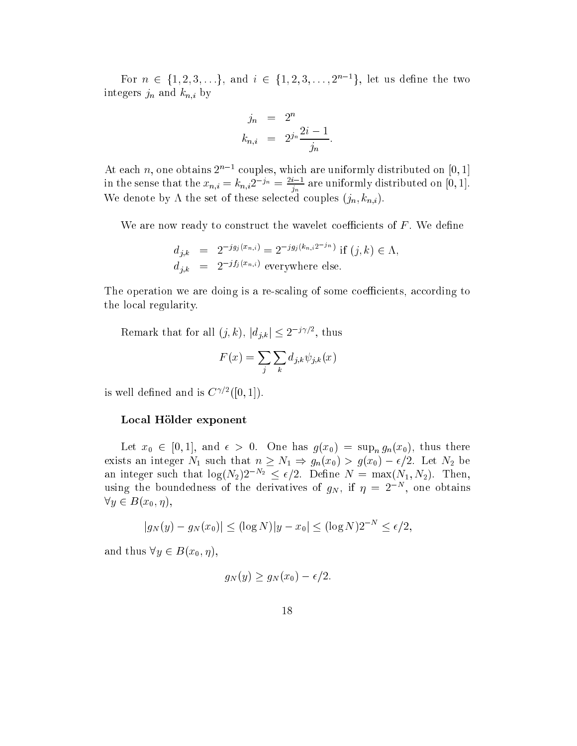For $n \in \{1, 2, 3, \ldots\}$, and $i \in \{1, 2, 3, \ldots, 2^{n-1}\}$, let us define the two integers $j_n$ and $k_{n,i}$ by

$$
\begin{aligned}
j_n &= 2^n \\
k_{n,i} &= 2^{j_n} \frac{2i-1}{j_n}.
\end{aligned}
$$

At each $n$, one obtains $2^{n-1}$ couples, which are uniformly distributed on $[0, 1]$ in the sense that the $x_{n,i} = k_{n,i} 2^{-j_n} = \frac{2i-1}{j_n}$ are uniformly distributed on $[0, 1]$. We denote by $\Lambda$ the set of these selected couples $(j_n, k_{n,i})$.

We are now ready to construct the wavelet coefficients of $F$. We define

$$
\begin{aligned}
d_{j,k} &= 2^{-j g_j(x_{n,i})} = 2^{-j g_j(k_{n,i} 2^{-j_n})} \text{ if } (j,k) \in \Lambda, \\
d_{j,k} &= 2^{-j f_j(x_{n,i})} \text{ everywhere else.}
\end{aligned}
$$

The operation we are doing is a re-scaling of some coefficients, according to the local regularity.

Remark that for all $(j, k)$, $|d_{j,k}| \leq 2^{-j\gamma/2}$, thus

$$
F(x) = \sum_j \sum_k d_{j,k} \psi_{j,k}(x)
$$

is well defined and is $C^{\gamma/2}([0, 1])$.

**Local Hölder exponent**

Let $x_0 \in [0, 1]$, and $\epsilon > 0$. One has $g(x_0) = \sup_n g_n(x_0)$, thus there exists an integer $N_1$ such that $n \geq N_1 \Rightarrow g_n(x_0) > g(x_0) - \epsilon/2$. Let $N_2$ be an integer such that $\log(N_2) 2^{-N_2} \leq \epsilon/2$. Define $N = \max(N_1, N_2)$. Then, using the boundedness of the derivatives of $g_N$, if $\eta = 2^{-N}$, one obtains $\forall y \in B(x_0, \eta)$,

$$
|g_N(y) - g_N(x_0)| \leq (\log N)|y - x_0| \leq (\log N) 2^{-N} \leq \epsilon/2,
$$

and thus $\forall y \in B(x_0, \eta)$,

$$
g_N(y) \geq g_N(x_0) - \epsilon/2.
$$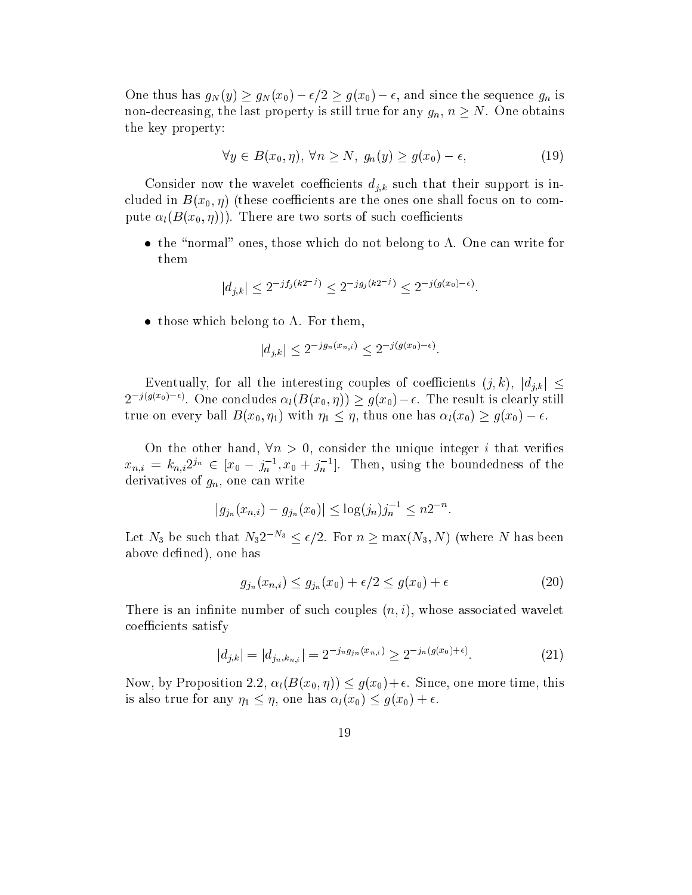One thus has $g_N(y) \geq g_N(x_0) - \epsilon/2 \geq g(x_0) - \epsilon$, and since the sequence $g_n$ is non-decreasing, the last property is still true for any $g_n$, $n \geq N$. One obtains the key property:

$$\forall y \in B(x_0, \eta),\ \forall n \geq N,\ g_n(y) \geq g(x_0) - \epsilon, \tag{19}$$

Consider now the wavelet coefficients $d_{j,k}$ such that their support is included in $B(x_0, \eta)$ (these coefficients are the ones one shall focus on to compute $\alpha_l(B(x_0, \eta))$). There are two sorts of such coefficients

- the "normal" ones, those which do not belong to $\Lambda$. One can write for them

$$|d_{j,k}| \leq 2^{-jf_j(k2^{-j})} \leq 2^{-jg_j(k2^{-j})} \leq 2^{-j(g(x_0)-\epsilon)}.$$

- those which belong to $\Lambda$. For them,

$$|d_{j,k}| \leq 2^{-jg_n(x_{n,i})} \leq 2^{-j(g(x_0)-\epsilon)}.$$

Eventually, for all the interesting couples of coefficients $(j,k)$, $|d_{j,k}| \leq 2^{-j(g(x_0)-\epsilon)}$. One concludes $\alpha_l(B(x_0,\eta)) \geq g(x_0) - \epsilon$. The result is clearly still true on every ball $B(x_0, \eta_1)$ with $\eta_1 \leq \eta$, thus one has $\alpha_l(x_0) \geq g(x_0) - \epsilon$.

On the other hand, $\forall n > 0$, consider the unique integer $i$ that verifies $x_{n,i} = k_{n,i}2^{j_n} \in [x_0 - j_n^{-1}, x_0 + j_n^{-1}]$. Then, using the boundedness of the derivatives of $g_n$, one can write

$$|g_{j_n}(x_{n,i}) - g_{j_n}(x_0)| \leq \log(j_n) j_n^{-1} \leq n2^{-n}.$$

Let $N_3$ be such that $N_3 2^{-N_3} \leq \epsilon/2$. For $n \geq \max(N_3, N)$ (where $N$ has been above defined), one has

$$g_{j_n}(x_{n,i}) \leq g_{j_n}(x_0) + \epsilon/2 \leq g(x_0) + \epsilon \tag{20}$$

There is an infinite number of such couples $(n, i)$, whose associated wavelet coefficients satisfy

$$|d_{j,k}| = |d_{j_n,k_{n,i}}| = 2^{-j_n g_{j_n}(x_{n,i})} \geq 2^{-j_n(g(x_0)+\epsilon)}. \tag{21}$$

Now, by Proposition 2.2, $\alpha_l(B(x_0,\eta)) \leq g(x_0)+\epsilon$. Since, one more time, this is also true for any $\eta_1 \leq \eta$, one has $\alpha_l(x_0) \leq g(x_0) + \epsilon$.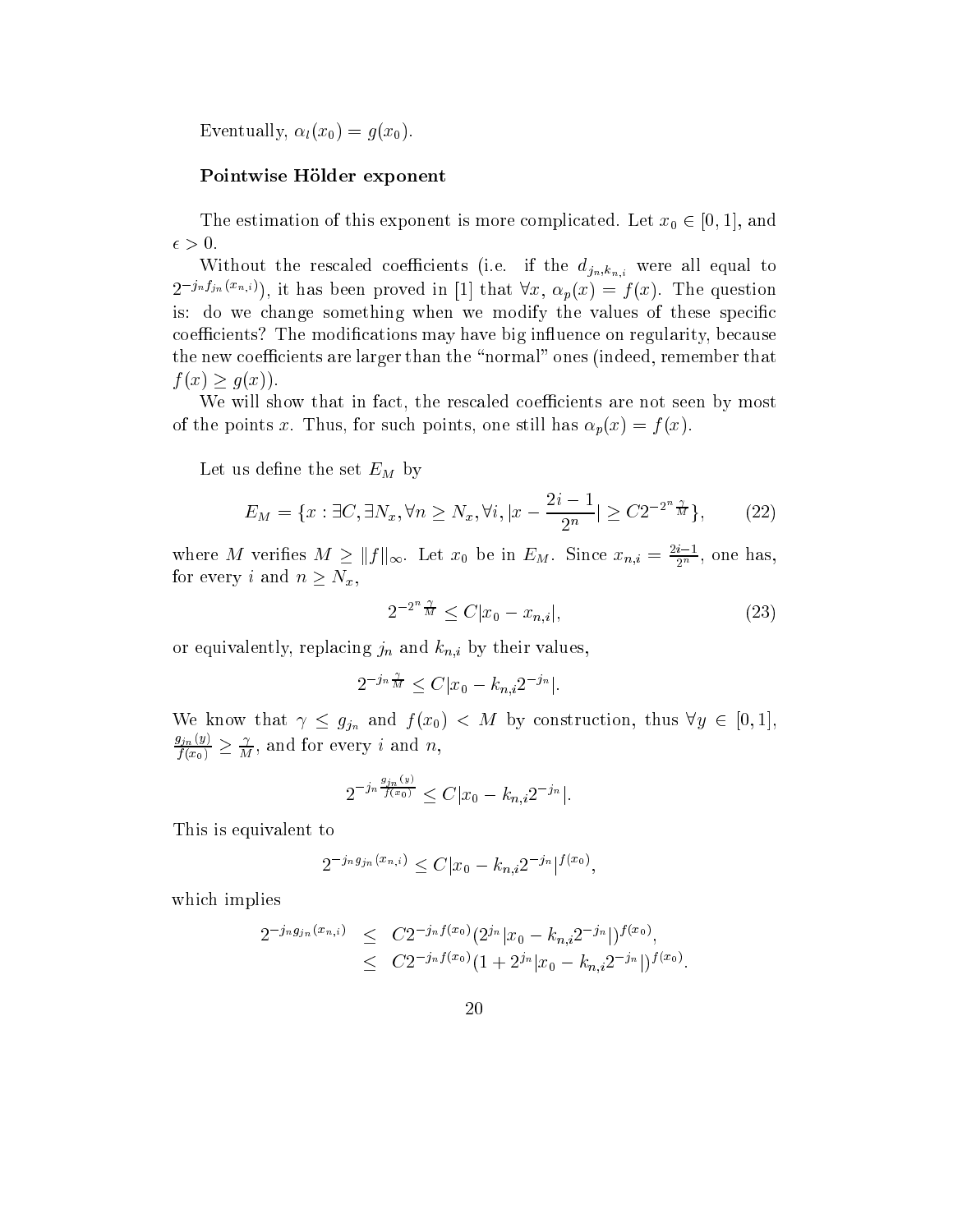Eventually, $\alpha_l(x_0) = g(x_0)$.

**Pointwise Hölder exponent**

The estimation of this exponent is more complicated. Let $x_0 \in [0,1]$, and $\epsilon > 0$.

Without the rescaled coefficients (i.e. if the $d_{j_n,k_{n,i}}$ were all equal to $2^{-j_n f_{j_n}(x_{n,i})}$), it has been proved in [1] that $\forall x$, $\alpha_p(x) = f(x)$. The question is: do we change something when we modify the values of these specific coefficients? The modifications may have big influence on regularity, because the new coefficients are larger than the "normal" ones (indeed, remember that $f(x) \geq g(x)$).

We will show that in fact, the rescaled coefficients are not seen by most of the points $x$. Thus, for such points, one still has $\alpha_p(x) = f(x)$.

Let us define the set $E_M$ by

$$E_M = \{x : \exists C, \exists N_x, \forall n \geq N_x, \forall i, |x - \frac{2i-1}{2^n}| \geq C 2^{-2^n \frac{\gamma}{M}}\}, \tag{22}$$

where $M$ verifies $M \geq \|f\|_\infty$. Let $x_0$ be in $E_M$. Since $x_{n,i} = \frac{2i-1}{2^n}$, one has, for every $i$ and $n \geq N_x$,

$$2^{-2^n \frac{\gamma}{M}} \leq C|x_0 - x_{n,i}|, \tag{23}$$

or equivalently, replacing $j_n$ and $k_{n,i}$ by their values,

$$2^{-j_n \frac{\gamma}{M}} \leq C|x_0 - k_{n,i} 2^{-j_n}|.$$

We know that $\gamma \leq g_{j_n}$ and $f(x_0) < M$ by construction, thus $\forall y \in [0,1]$, $\frac{g_{j_n}(y)}{f(x_0)} \geq \frac{\gamma}{M}$, and for every $i$ and $n$,

$$2^{-j_n \frac{g_{j_n}(y)}{f(x_0)}} \leq C|x_0 - k_{n,i} 2^{-j_n}|.$$

This is equivalent to

$$2^{-j_n g_{j_n}(x_{n,i})} \leq C|x_0 - k_{n,i} 2^{-j_n}|^{f(x_0)},$$

which implies

$$\begin{aligned}
2^{-j_n g_{j_n}(x_{n,i})} &\leq C 2^{-j_n f(x_0)} (2^{j_n} |x_0 - k_{n,i} 2^{-j_n}|)^{f(x_0)}, \\
&\leq C 2^{-j_n f(x_0)} (1 + 2^{j_n} |x_0 - k_{n,i} 2^{-j_n}|)^{f(x_0)}.
\end{aligned}$$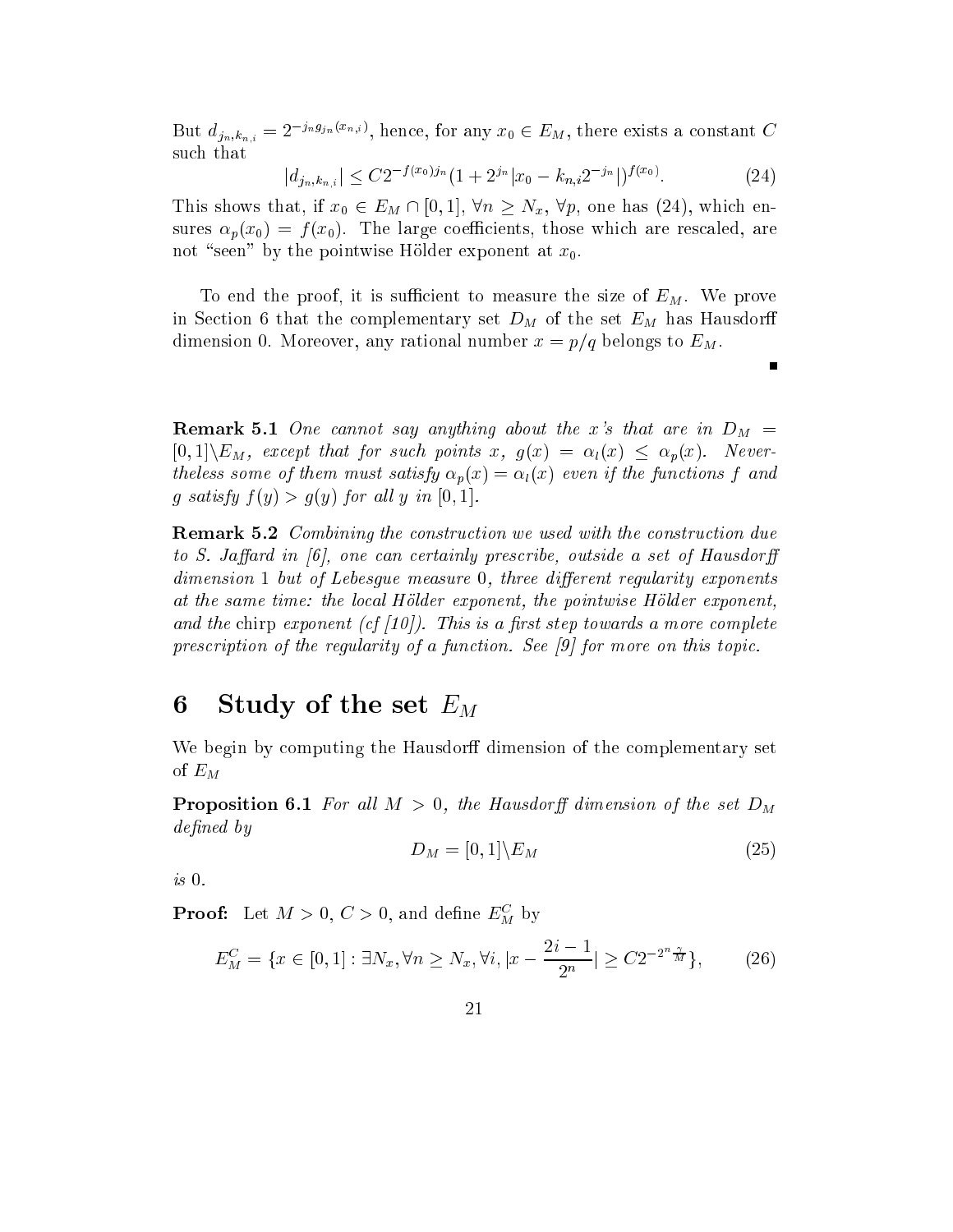But $d_{j_n,k_{n,i}} = 2^{-j_n g_{j_n}(x_{n,i})}$, hence, for any $x_0 \in E_M$, there exists a constant $C$ such that

$$|d_{j_n,k_{n,i}}| \leq C 2^{-f(x_0) j_n} (1 + 2^{j_n} |x_0 - k_{n,i} 2^{-j_n}|)^{f(x_0)}. \tag{24}$$

This shows that, if $x_0 \in E_M \cap [0,1]$, $\forall n \geq N_x$, $\forall p$, one has (24), which ensures $\alpha_p(x_0) = f(x_0)$. The large coefficients, those which are rescaled, are not "seen" by the pointwise Hölder exponent at $x_0$.

To end the proof, it is sufficient to measure the size of $E_M$. We prove in Section 6 that the complementary set $D_M$ of the set $E_M$ has Hausdorff dimension 0. Moreover, any rational number $x = p/q$ belongs to $E_M$.

■

**Remark 5.1** *One cannot say anything about the $x$'s that are in $D_M = [0,1] \backslash E_M$, except that for such points $x$, $g(x) = \alpha_l(x) \leq \alpha_p(x)$. Nevertheless some of them must satisfy $\alpha_p(x) = \alpha_l(x)$ even if the functions $f$ and $g$ satisfy $f(y) > g(y)$ for all $y$ in $[0,1]$.*

**Remark 5.2** *Combining the construction we used with the construction due to S. Jaffard in [6], one can certainly prescribe, outside a set of Hausdorff dimension 1 but of Lebesgue measure 0, three different regularity exponents at the same time: the local Hölder exponent, the pointwise Hölder exponent, and the* chirp *exponent (cf [10]). This is a first step towards a more complete prescription of the regularity of a function. See [9] for more on this topic.*

## 6 Study of the set $E_M$

We begin by computing the Hausdorff dimension of the complementary set of $E_M$

**Proposition 6.1** *For all $M > 0$, the Hausdorff dimension of the set $D_M$ defined by*

$$D_M = [0,1] \backslash E_M \tag{25}$$

*is* 0.

**Proof:** Let $M > 0$, $C > 0$, and define $E_M^C$ by

$$E_M^C = \{x \in [0,1] : \exists N_x, \forall n \geq N_x, \forall i, |x - \frac{2i-1}{2^n}| \geq C 2^{-2^n \frac{\gamma}{M}}\}, \tag{26}$$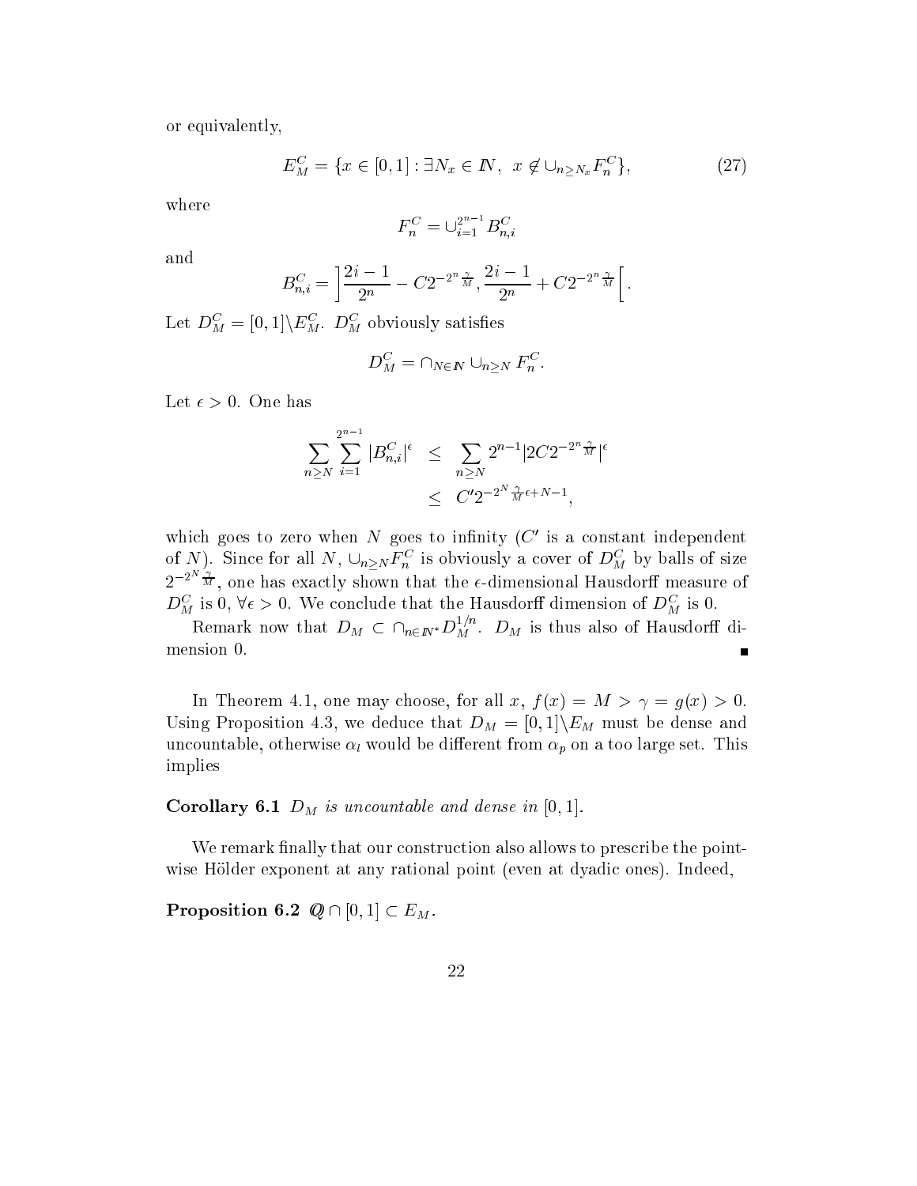or equivalently,

$$E_M^C = \{x \in [0,1] : \exists N_x \in \mathbb{N},\ \ x \notin \cup_{n \geq N_x} F_n^C\}, \tag{27}$$

where

$$F_n^C = \cup_{i=1}^{2^{n-1}} B_{n,i}^C$$

and

$$B_{n,i}^C = \left] \frac{2i-1}{2^n} - C2^{-2^n \frac{\gamma}{M}}, \frac{2i-1}{2^n} + C2^{-2^n \frac{\gamma}{M}} \right[.$$

Let $D_M^C = [0,1] \backslash E_M^C$. $D_M^C$ obviously satisfies

$$D_M^C = \cap_{N \in \mathbb{N}} \cup_{n \geq N} F_n^C.$$

Let $\epsilon > 0$. One has

$$\begin{aligned} \sum_{n \geq N} \sum_{i=1}^{2^{n-1}} |B_{n,i}^C|^\epsilon &\leq \sum_{n \geq N} 2^{n-1} |2C2^{-2^n \frac{\gamma}{M}}|^\epsilon \\ &\leq C' 2^{-2^N \frac{\gamma}{M}\epsilon + N - 1}, \end{aligned}$$

which goes to zero when $N$ goes to infinity ($C'$ is a constant independent of $N$). Since for all $N$, $\cup_{n \geq N} F_n^C$ is obviously a cover of $D_M^C$ by balls of size $2^{-2^N \frac{\gamma}{M}}$, one has exactly shown that the $\epsilon$-dimensional Hausdorff measure of $D_M^C$ is 0, $\forall \epsilon > 0$. We conclude that the Hausdorff dimension of $D_M^C$ is 0.

Remark now that $D_M \subset \cap_{n \in \mathbb{N}^*} D_M^{1/n}$. $D_M$ is thus also of Hausdorff dimension 0. ∎

In Theorem 4.1, one may choose, for all $x$, $f(x) = M > \gamma = g(x) > 0$. Using Proposition 4.3, we deduce that $D_M = [0,1] \backslash E_M$ must be dense and uncountable, otherwise $\alpha_l$ would be different from $\alpha_p$ on a too large set. This implies

**Corollary 6.1** *$D_M$ is uncountable and dense in $[0,1]$.*

We remark finally that our construction also allows to prescribe the pointwise Hölder exponent at any rational point (even at dyadic ones). Indeed,

**Proposition 6.2** *$\mathbb{Q} \cap [0,1] \subset E_M$.*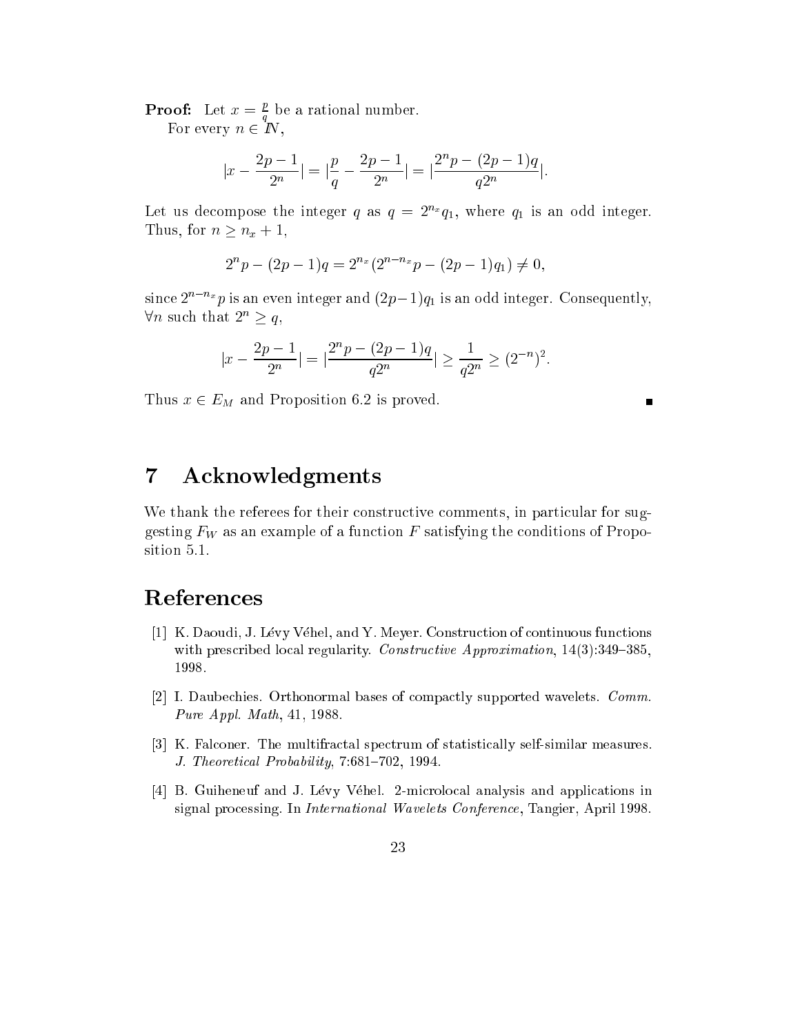**Proof:** Let $x = \frac{p}{q}$ be a rational number.

For every $n \in I\!N$,

$$|x - \frac{2p-1}{2^n}| = |\frac{p}{q} - \frac{2p-1}{2^n}| = |\frac{2^n p - (2p-1)q}{q 2^n}|.$$

Let us decompose the integer $q$ as $q = 2^{n_x} q_1$, where $q_1$ is an odd integer. Thus, for $n \geq n_x + 1$,

$$2^n p - (2p-1)q = 2^{n_x}(2^{n-n_x} p - (2p-1)q_1) \neq 0,$$

since $2^{n-n_x}p$ is an even integer and $(2p-1)q_1$ is an odd integer. Consequently, $\forall n$ such that $2^n \geq q$,

$$|x - \frac{2p-1}{2^n}| = |\frac{2^n p - (2p-1)q}{q 2^n}| \geq \frac{1}{q 2^n} \geq (2^{-n})^2.$$

Thus $x \in E_M$ and Proposition 6.2 is proved. ∎

# 7 Acknowledgments

We thank the referees for their constructive comments, in particular for suggesting $F_W$ as an example of a function $F$ satisfying the conditions of Proposition 5.1.

# References

[1] K. Daoudi, J. Lévy Véhel, and Y. Meyer. Construction of continuous functions with prescribed local regularity. *Constructive Approximation*, 14(3):349–385, 1998.

[2] I. Daubechies. Orthonormal bases of compactly supported wavelets. *Comm. Pure Appl. Math*, 41, 1988.

[3] K. Falconer. The multifractal spectrum of statistically self-similar measures. *J. Theoretical Probability*, 7:681–702, 1994.

[4] B. Guiheneuf and J. Lévy Véhel. 2-microlocal analysis and applications in signal processing. In *International Wavelets Conference*, Tangier, April 1998.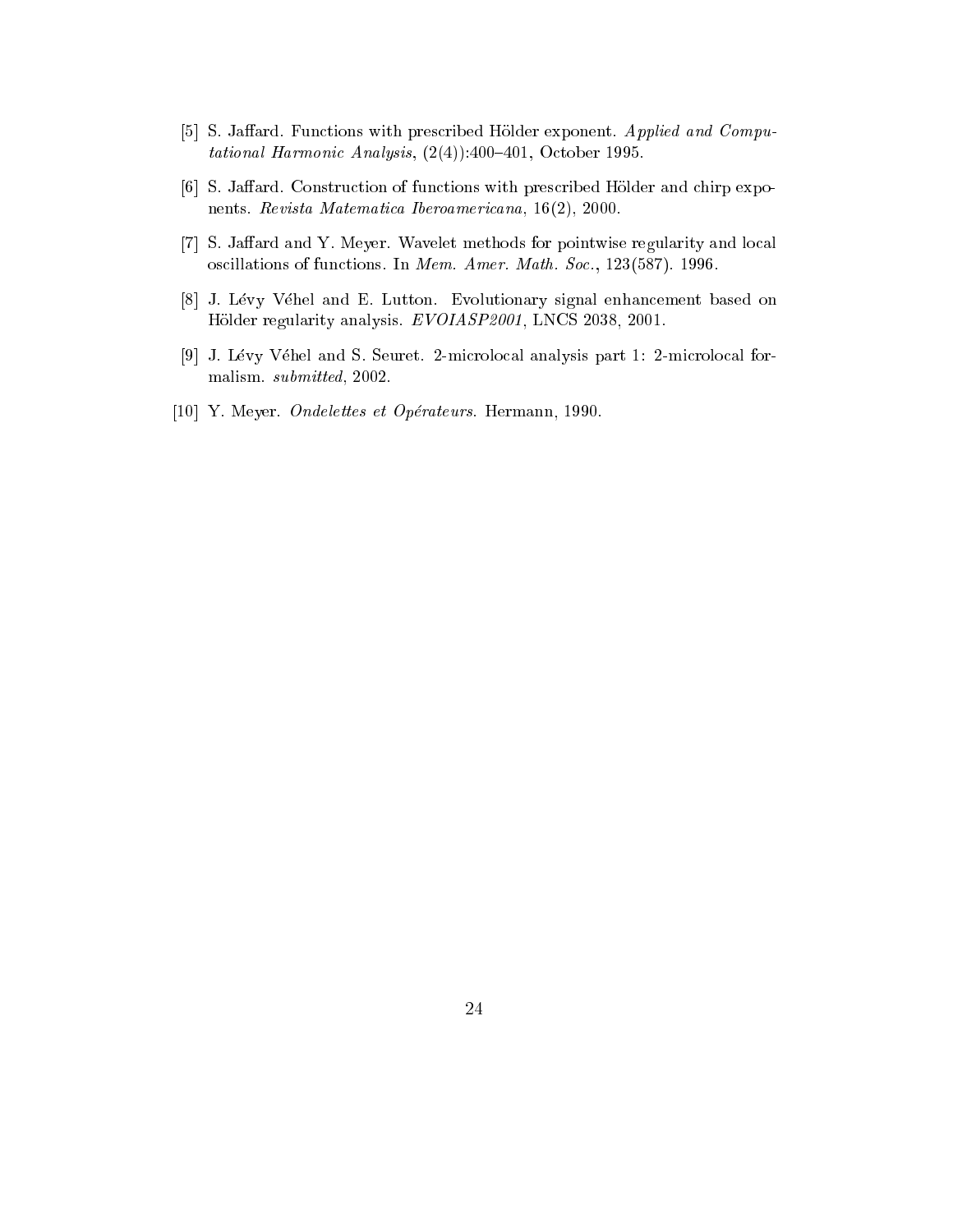[5] S. Jaffard. Functions with prescribed Hölder exponent. *Applied and Computational Harmonic Analysis*, (2(4)):400–401, October 1995.

[6] S. Jaffard. Construction of functions with prescribed Hölder and chirp exponents. *Revista Matematica Iberoamericana*, 16(2), 2000.

[7] S. Jaffard and Y. Meyer. Wavelet methods for pointwise regularity and local oscillations of functions. In *Mem. Amer. Math. Soc.*, 123(587). 1996.

[8] J. Lévy Véhel and E. Lutton. Evolutionary signal enhancement based on Hölder regularity analysis. *EVOIASP2001*, LNCS 2038, 2001.

[9] J. Lévy Véhel and S. Seuret. 2-microlocal analysis part 1: 2-microlocal formalism. *submitted*, 2002.

[10] Y. Meyer. *Ondelettes et Opérateurs*. Hermann, 1990.